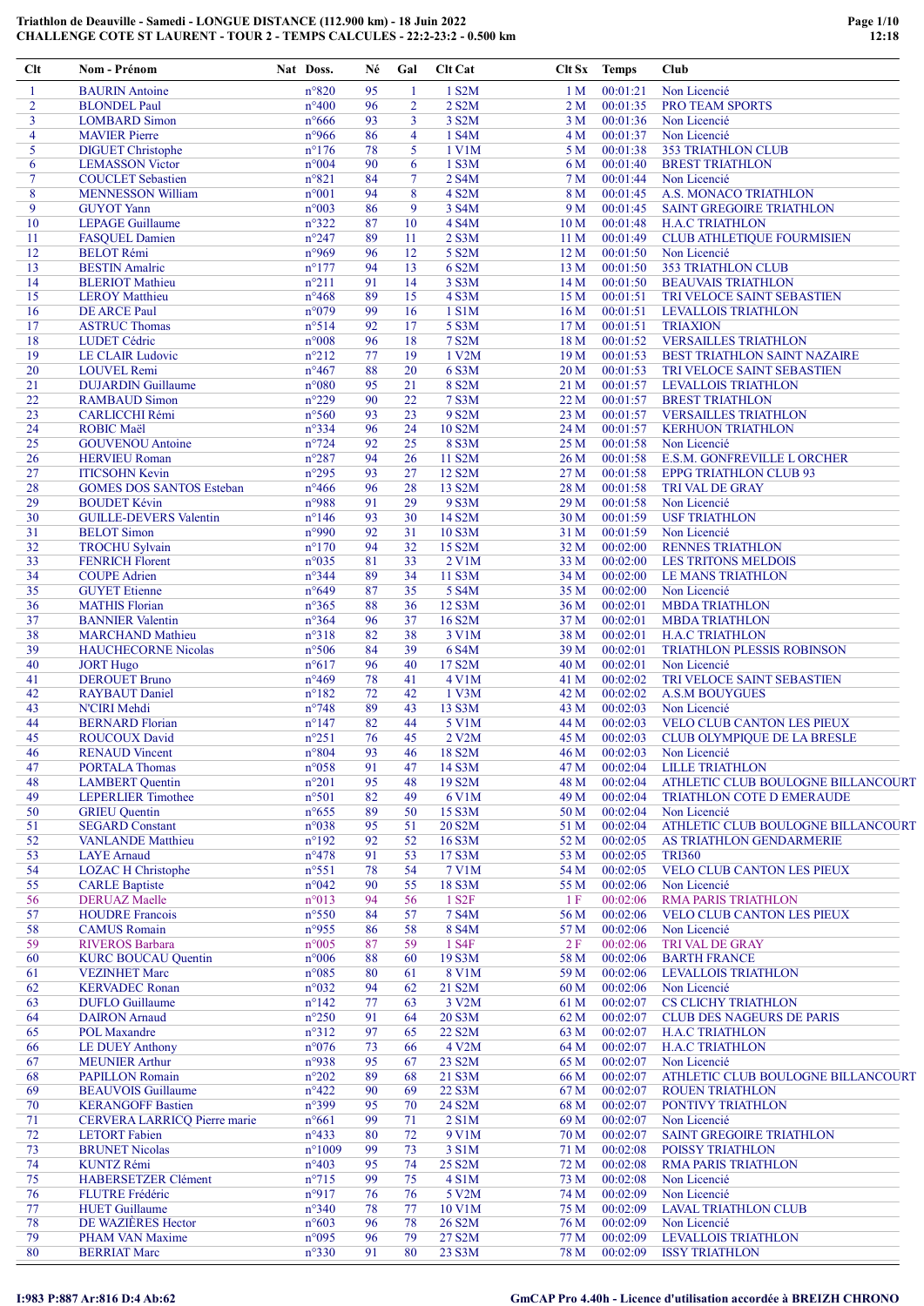# Triathlon de Deauville - Samedi - LONGUE DISTANCE (112.900 km) - 18 Juin 2022
## CHALLENGE COTE ST LAURENT - TOUR 2 - TEMPS CALCULES - 22:2-23:2 - 0.500 km

| Clt | Nom - Prénom | Nat | Doss. | Né | Gal | Clt Cat | Clt Sx | Temps | Club |
|---|---|---|---|---|---|---|---|---|---|
| 1 | BAURIN Antoine | | n°820 | 95 | 1 | 1 S2M | 1 M | 00:01:21 | Non Licencié |
| 2 | BLONDEL Paul | | n°400 | 96 | 2 | 2 S2M | 2 M | 00:01:35 | PRO TEAM SPORTS |
| 3 | LOMBARD Simon | | n°666 | 93 | 3 | 3 S2M | 3 M | 00:01:36 | Non Licencié |
| 4 | MAVIER Pierre | | n°966 | 86 | 4 | 1 S4M | 4 M | 00:01:37 | Non Licencié |
| 5 | DIGUET Christophe | | n°176 | 78 | 5 | 1 V1M | 5 M | 00:01:38 | 353 TRIATHLON CLUB |
| 6 | LEMASSON Victor | | n°004 | 90 | 6 | 1 S3M | 6 M | 00:01:40 | BREST TRIATHLON |
| 7 | COUCLET Sebastien | | n°821 | 84 | 7 | 2 S4M | 7 M | 00:01:44 | Non Licencié |
| 8 | MENNESSON William | | n°001 | 94 | 8 | 4 S2M | 8 M | 00:01:45 | A.S. MONACO TRIATHLON |
| 9 | GUYOT Yann | | n°003 | 86 | 9 | 3 S4M | 9 M | 00:01:45 | SAINT GREGOIRE TRIATHLON |
| 10 | LEPAGE Guillaume | | n°322 | 87 | 10 | 4 S4M | 10 M | 00:01:48 | H.A.C TRIATHLON |
| 11 | FASQUEL Damien | | n°247 | 89 | 11 | 2 S3M | 11 M | 00:01:49 | CLUB ATHLETIQUE FOURMISIEN |
| 12 | BELOT Rémi | | n°969 | 96 | 12 | 5 S2M | 12 M | 00:01:50 | Non Licencié |
| 13 | BESTIN Amalric | | n°177 | 94 | 13 | 6 S2M | 13 M | 00:01:50 | 353 TRIATHLON CLUB |
| 14 | BLERIOT Mathieu | | n°211 | 91 | 14 | 3 S3M | 14 M | 00:01:50 | BEAUVAIS TRIATHLON |
| 15 | LEROY Matthieu | | n°468 | 89 | 15 | 4 S3M | 15 M | 00:01:51 | TRI VELOCE SAINT SEBASTIEN |
| 16 | DE ARCE Paul | | n°079 | 99 | 16 | 1 S1M | 16 M | 00:01:51 | LEVALLOIS TRIATHLON |
| 17 | ASTRUC Thomas | | n°514 | 92 | 17 | 5 S3M | 17 M | 00:01:51 | TRIAXION |
| 18 | LUDET Cédric | | n°008 | 96 | 18 | 7 S2M | 18 M | 00:01:52 | VERSAILLES TRIATHLON |
| 19 | LE CLAIR Ludovic | | n°212 | 77 | 19 | 1 V2M | 19 M | 00:01:53 | BEST TRIATHLON SAINT NAZAIRE |
| 20 | LOUVEL Remi | | n°467 | 88 | 20 | 6 S3M | 20 M | 00:01:53 | TRI VELOCE SAINT SEBASTIEN |
| 21 | DUJARDIN Guillaume | | n°080 | 95 | 21 | 8 S2M | 21 M | 00:01:57 | LEVALLOIS TRIATHLON |
| 22 | RAMBAUD Simon | | n°229 | 90 | 22 | 7 S3M | 22 M | 00:01:57 | BREST TRIATHLON |
| 23 | CARLICCHI Rémi | | n°560 | 93 | 23 | 9 S2M | 23 M | 00:01:57 | VERSAILLES TRIATHLON |
| 24 | ROBIC Maël | | n°334 | 96 | 24 | 10 S2M | 24 M | 00:01:57 | KERHUON TRIATHLON |
| 25 | GOUVENOU Antoine | | n°724 | 92 | 25 | 8 S3M | 25 M | 00:01:58 | Non Licencié |
| 26 | HERVIEU Roman | | n°287 | 94 | 26 | 11 S2M | 26 M | 00:01:58 | E.S.M. GONFREVILLE L ORCHER |
| 27 | ITICSOHN Kevin | | n°295 | 93 | 27 | 12 S2M | 27 M | 00:01:58 | EPPG TRIATHLON CLUB 93 |
| 28 | GOMES DOS SANTOS Esteban | | n°466 | 96 | 28 | 13 S2M | 28 M | 00:01:58 | TRI VAL DE GRAY |
| 29 | BOUDET Kévin | | n°988 | 91 | 29 | 9 S3M | 29 M | 00:01:58 | Non Licencié |
| 30 | GUILLE-DEVERS Valentin | | n°146 | 93 | 30 | 14 S2M | 30 M | 00:01:59 | USF TRIATHLON |
| 31 | BELOT Simon | | n°990 | 92 | 31 | 10 S3M | 31 M | 00:01:59 | Non Licencié |
| 32 | TROCHU Sylvain | | n°170 | 94 | 32 | 15 S2M | 32 M | 00:02:00 | RENNES TRIATHLON |
| 33 | FENRICH Florent | | n°035 | 81 | 33 | 2 V1M | 33 M | 00:02:00 | LES TRITONS MELDOIS |
| 34 | COUPE Adrien | | n°344 | 89 | 34 | 11 S3M | 34 M | 00:02:00 | LE MANS TRIATHLON |
| 35 | GUYET Etienne | | n°649 | 87 | 35 | 5 S4M | 35 M | 00:02:00 | Non Licencié |
| 36 | MATHIS Florian | | n°365 | 88 | 36 | 12 S3M | 36 M | 00:02:01 | MBDA TRIATHLON |
| 37 | BANNIER Valentin | | n°364 | 96 | 37 | 16 S2M | 37 M | 00:02:01 | MBDA TRIATHLON |
| 38 | MARCHAND Mathieu | | n°318 | 82 | 38 | 3 V1M | 38 M | 00:02:01 | H.A.C TRIATHLON |
| 39 | HAUCHECORNE Nicolas | | n°506 | 84 | 39 | 6 S4M | 39 M | 00:02:01 | TRIATHLON PLESSIS ROBINSON |
| 40 | JORT Hugo | | n°617 | 96 | 40 | 17 S2M | 40 M | 00:02:01 | Non Licencié |
| 41 | DEROUET Bruno | | n°469 | 78 | 41 | 4 V1M | 41 M | 00:02:02 | TRI VELOCE SAINT SEBASTIEN |
| 42 | RAYBAUT Daniel | | n°182 | 72 | 42 | 1 V3M | 42 M | 00:02:02 | A.S.M BOUYGUES |
| 43 | N'CIRI Mehdi | | n°748 | 89 | 43 | 13 S3M | 43 M | 00:02:03 | Non Licencié |
| 44 | BERNARD Florian | | n°147 | 82 | 44 | 5 V1M | 44 M | 00:02:03 | VELO CLUB CANTON LES PIEUX |
| 45 | ROUCOUX David | | n°251 | 76 | 45 | 2 V2M | 45 M | 00:02:03 | CLUB OLYMPIQUE DE LA BRESLE |
| 46 | RENAUD Vincent | | n°804 | 93 | 46 | 18 S2M | 46 M | 00:02:03 | Non Licencié |
| 47 | PORTALA Thomas | | n°058 | 91 | 47 | 14 S3M | 47 M | 00:02:04 | LILLE TRIATHLON |
| 48 | LAMBERT Quentin | | n°201 | 95 | 48 | 19 S2M | 48 M | 00:02:04 | ATHLETIC CLUB BOULOGNE BILLANCOURT |
| 49 | LEPERLIER Timothee | | n°501 | 82 | 49 | 6 V1M | 49 M | 00:02:04 | TRIATHLON COTE D EMERAUDE |
| 50 | GRIEU Quentin | | n°655 | 89 | 50 | 15 S3M | 50 M | 00:02:04 | Non Licencié |
| 51 | SEGARD Constant | | n°038 | 95 | 51 | 20 S2M | 51 M | 00:02:04 | ATHLETIC CLUB BOULOGNE BILLANCOURT |
| 52 | VANLANDE Matthieu | | n°192 | 92 | 52 | 16 S3M | 52 M | 00:02:05 | AS TRIATHLON GENDARMERIE |
| 53 | LAYE Arnaud | | n°478 | 91 | 53 | 17 S3M | 53 M | 00:02:05 | TRI360 |
| 54 | LOZAC H Christophe | | n°551 | 78 | 54 | 7 V1M | 54 M | 00:02:05 | VELO CLUB CANTON LES PIEUX |
| 55 | CARLE Baptiste | | n°042 | 90 | 55 | 18 S3M | 55 M | 00:02:06 | Non Licencié |
| 56 | DERUAZ Maelle | | n°013 | 94 | 56 | 1 S2F | 1 F | 00:02:06 | RMA PARIS TRIATHLON |
| 57 | HOUDRE Francois | | n°550 | 84 | 57 | 7 S4M | 56 M | 00:02:06 | VELO CLUB CANTON LES PIEUX |
| 58 | CAMUS Romain | | n°955 | 86 | 58 | 8 S4M | 57 M | 00:02:06 | Non Licencié |
| 59 | RIVEROS Barbara | | n°005 | 87 | 59 | 1 S4F | 2 F | 00:02:06 | TRI VAL DE GRAY |
| 60 | KURC BOUCAU Quentin | | n°006 | 88 | 60 | 19 S3M | 58 M | 00:02:06 | BARTH FRANCE |
| 61 | VEZINHET Marc | | n°085 | 80 | 61 | 8 V1M | 59 M | 00:02:06 | LEVALLOIS TRIATHLON |
| 62 | KERVADEC Ronan | | n°032 | 94 | 62 | 21 S2M | 60 M | 00:02:06 | Non Licencié |
| 63 | DUFLO Guillaume | | n°142 | 77 | 63 | 3 V2M | 61 M | 00:02:07 | CS CLICHY TRIATHLON |
| 64 | DAIRON Arnaud | | n°250 | 91 | 64 | 20 S3M | 62 M | 00:02:07 | CLUB DES NAGEURS DE PARIS |
| 65 | POL Maxandre | | n°312 | 97 | 65 | 22 S2M | 63 M | 00:02:07 | H.A.C TRIATHLON |
| 66 | LE DUEY Anthony | | n°076 | 73 | 66 | 4 V2M | 64 M | 00:02:07 | H.A.C TRIATHLON |
| 67 | MEUNIER Arthur | | n°938 | 95 | 67 | 23 S2M | 65 M | 00:02:07 | Non Licencié |
| 68 | PAPILLON Romain | | n°202 | 89 | 68 | 21 S3M | 66 M | 00:02:07 | ATHLETIC CLUB BOULOGNE BILLANCOURT |
| 69 | BEAUVOIS Guillaume | | n°422 | 90 | 69 | 22 S3M | 67 M | 00:02:07 | ROUEN TRIATHLON |
| 70 | KERANGOFF Bastien | | n°399 | 95 | 70 | 24 S2M | 68 M | 00:02:07 | PONTIVY TRIATHLON |
| 71 | CERVERA LARRICQ Pierre marie | | n°661 | 99 | 71 | 2 S1M | 69 M | 00:02:07 | Non Licencié |
| 72 | LETORT Fabien | | n°433 | 80 | 72 | 9 V1M | 70 M | 00:02:07 | SAINT GREGOIRE TRIATHLON |
| 73 | BRUNET Nicolas | | n°1009 | 99 | 73 | 3 S1M | 71 M | 00:02:08 | POISSY TRIATHLON |
| 74 | KUNTZ Rémi | | n°403 | 95 | 74 | 25 S2M | 72 M | 00:02:08 | RMA PARIS TRIATHLON |
| 75 | HABERSETZER Clément | | n°715 | 99 | 75 | 4 S1M | 73 M | 00:02:08 | Non Licencié |
| 76 | FLUTRE Frédéric | | n°917 | 76 | 76 | 5 V2M | 74 M | 00:02:09 | Non Licencié |
| 77 | HUET Guillaume | | n°340 | 78 | 77 | 10 V1M | 75 M | 00:02:09 | LAVAL TRIATHLON CLUB |
| 78 | DE WAZIÈRES Hector | | n°603 | 96 | 78 | 26 S2M | 76 M | 00:02:09 | Non Licencié |
| 79 | PHAM VAN Maxime | | n°095 | 96 | 79 | 27 S2M | 77 M | 00:02:09 | LEVALLOIS TRIATHLON |
| 80 | BERRIAT Marc | | n°330 | 91 | 80 | 23 S3M | 78 M | 00:02:09 | ISSY TRIATHLON |

I:983 P:887 Ar:816 D:4 Ab:62

GmCAP Pro 4.40h - Licence d'utilisation accordée à BREIZH CHRONO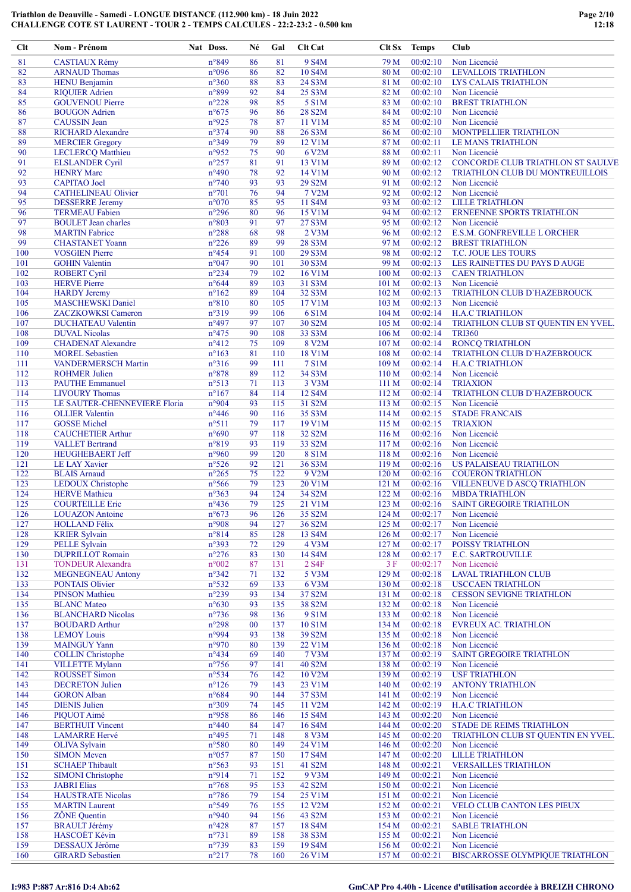# Triathlon de Deauville - Samedi - LONGUE DISTANCE (112.900 km) - 18 Juin 2022
## CHALLENGE COTE ST LAURENT - TOUR 2 - TEMPS CALCULES - 22:2-23:2 - 0.500 km

| Clt | Nom - Prénom | Nat | Doss. | Né | Gal | Clt Cat | Clt Sx | Temps | Club |
|---|---|---|---|---|---|---|---|---|---|
| 81 | CASTIAUX Rémy | | n°849 | 86 | 81 | 9 S4M | 79 M | 00:02:10 | Non Licencié |
| 82 | ARNAUD Thomas | | n°096 | 86 | 82 | 10 S4M | 80 M | 00:02:10 | LEVALLOIS TRIATHLON |
| 83 | HENU Benjamin | | n°360 | 88 | 83 | 24 S3M | 81 M | 00:02:10 | LYS CALAIS TRIATHLON |
| 84 | RIQUIER Adrien | | n°899 | 92 | 84 | 25 S3M | 82 M | 00:02:10 | Non Licencié |
| 85 | GOUVENOU Pierre | | n°228 | 98 | 85 | 5 S1M | 83 M | 00:02:10 | BREST TRIATHLON |
| 86 | BOUGON Adrien | | n°675 | 96 | 86 | 28 S2M | 84 M | 00:02:10 | Non Licencié |
| 87 | CAUSSIN Jean | | n°925 | 78 | 87 | 11 V1M | 85 M | 00:02:10 | Non Licencié |
| 88 | RICHARD Alexandre | | n°374 | 90 | 88 | 26 S3M | 86 M | 00:02:10 | MONTPELLIER TRIATHLON |
| 89 | MERCIER Gregory | | n°349 | 79 | 89 | 12 V1M | 87 M | 00:02:11 | LE MANS TRIATHLON |
| 90 | LECLERCQ Matthieu | | n°952 | 75 | 90 | 6 V2M | 88 M | 00:02:11 | Non Licencié |
| 91 | ELSLANDER Cyril | | n°257 | 81 | 91 | 13 V1M | 89 M | 00:02:12 | CONCORDE CLUB TRIATHLON ST SAULVE |
| 92 | HENRY Marc | | n°490 | 78 | 92 | 14 V1M | 90 M | 00:02:12 | TRIATHLON CLUB DU MONTREUILLOIS |
| 93 | CAPITAO Joel | | n°740 | 93 | 93 | 29 S2M | 91 M | 00:02:12 | Non Licencié |
| 94 | CATHELINEAU Olivier | | n°701 | 76 | 94 | 7 V2M | 92 M | 00:02:12 | Non Licencié |
| 95 | DESSERRE Jeremy | | n°070 | 85 | 95 | 11 S4M | 93 M | 00:02:12 | LILLE TRIATHLON |
| 96 | TERMEAU Fabien | | n°296 | 80 | 96 | 15 V1M | 94 M | 00:02:12 | ERNEENNE SPORTS TRIATHLON |
| 97 | BOULET Jean charles | | n°803 | 91 | 97 | 27 S3M | 95 M | 00:02:12 | Non Licencié |
| 98 | MARTIN Fabrice | | n°288 | 68 | 98 | 2 V3M | 96 M | 00:02:12 | E.S.M. GONFREVILLE L ORCHER |
| 99 | CHASTANET Yoann | | n°226 | 89 | 99 | 28 S3M | 97 M | 00:02:12 | BREST TRIATHLON |
| 100 | VOSGIEN Pierre | | n°454 | 91 | 100 | 29 S3M | 98 M | 00:02:12 | T.C. JOUE LES TOURS |
| 101 | GOHIN Valentin | | n°047 | 90 | 101 | 30 S3M | 99 M | 00:02:13 | LES RAINETTES DU PAYS D AUGE |
| 102 | ROBERT Cyril | | n°234 | 79 | 102 | 16 V1M | 100 M | 00:02:13 | CAEN TRIATHLON |
| 103 | HERVE Pierre | | n°644 | 89 | 103 | 31 S3M | 101 M | 00:02:13 | Non Licencié |
| 104 | HARDY Jeremy | | n°162 | 89 | 104 | 32 S3M | 102 M | 00:02:13 | TRIATHLON CLUB D`HAZEBROUCK |
| 105 | MASCHEWSKI Daniel | | n°810 | 80 | 105 | 17 V1M | 103 M | 00:02:13 | Non Licencié |
| 106 | ZACZKOWKSI Cameron | | n°319 | 99 | 106 | 6 S1M | 104 M | 00:02:14 | H.A.C TRIATHLON |
| 107 | DUCHATEAU Valentin | | n°497 | 97 | 107 | 30 S2M | 105 M | 00:02:14 | TRIATHLON CLUB ST QUENTIN EN YVEL. |
| 108 | DUVAL Nicolas | | n°475 | 90 | 108 | 33 S3M | 106 M | 00:02:14 | TRI360 |
| 109 | CHADENAT Alexandre | | n°412 | 75 | 109 | 8 V2M | 107 M | 00:02:14 | RONCQ TRIATHLON |
| 110 | MOREL Sebastien | | n°163 | 81 | 110 | 18 V1M | 108 M | 00:02:14 | TRIATHLON CLUB D`HAZEBROUCK |
| 111 | VANDERMERSCH Martin | | n°316 | 99 | 111 | 7 S1M | 109 M | 00:02:14 | H.A.C TRIATHLON |
| 112 | ROHMER Julien | | n°878 | 89 | 112 | 34 S3M | 110 M | 00:02:14 | Non Licencié |
| 113 | PAUTHE Emmanuel | | n°513 | 71 | 113 | 3 V3M | 111 M | 00:02:14 | TRIAXION |
| 114 | LIVOURY Thomas | | n°167 | 84 | 114 | 12 S4M | 112 M | 00:02:14 | TRIATHLON CLUB D`HAZEBROUCK |
| 115 | LE SAUTER-CHENNEVIERE Floria | | n°904 | 93 | 115 | 31 S2M | 113 M | 00:02:15 | Non Licencié |
| 116 | OLLIER Valentin | | n°446 | 90 | 116 | 35 S3M | 114 M | 00:02:15 | STADE FRANCAIS |
| 117 | GOSSE Michel | | n°511 | 79 | 117 | 19 V1M | 115 M | 00:02:15 | TRIAXION |
| 118 | CAUCHETIER Arthur | | n°690 | 97 | 118 | 32 S2M | 116 M | 00:02:16 | Non Licencié |
| 119 | VALLET Bertrand | | n°819 | 93 | 119 | 33 S2M | 117 M | 00:02:16 | Non Licencié |
| 120 | HEUGHEBAERT Jeff | | n°960 | 99 | 120 | 8 S1M | 118 M | 00:02:16 | Non Licencié |
| 121 | LE LAY Xavier | | n°526 | 92 | 121 | 36 S3M | 119 M | 00:02:16 | US PALAISEAU TRIATHLON |
| 122 | BLAIS Arnaud | | n°265 | 75 | 122 | 9 V2M | 120 M | 00:02:16 | COUERON TRIATHLON |
| 123 | LEDOUX Christophe | | n°566 | 79 | 123 | 20 V1M | 121 M | 00:02:16 | VILLENEUVE D ASCQ TRIATHLON |
| 124 | HERVE Mathieu | | n°363 | 94 | 124 | 34 S2M | 122 M | 00:02:16 | MBDA TRIATHLON |
| 125 | COURTEILLE Eric | | n°436 | 79 | 125 | 21 V1M | 123 M | 00:02:16 | SAINT GREGOIRE TRIATHLON |
| 126 | LOUAZON Antoine | | n°673 | 96 | 126 | 35 S2M | 124 M | 00:02:17 | Non Licencié |
| 127 | HOLLAND Félix | | n°908 | 94 | 127 | 36 S2M | 125 M | 00:02:17 | Non Licencié |
| 128 | KRIER Sylvain | | n°814 | 85 | 128 | 13 S4M | 126 M | 00:02:17 | Non Licencié |
| 129 | PELLE Sylvain | | n°393 | 72 | 129 | 4 V3M | 127 M | 00:02:17 | POISSY TRIATHLON |
| 130 | DUPRILLOT Romain | | n°276 | 83 | 130 | 14 S4M | 128 M | 00:02:17 | E.C. SARTROUVILLE |
| 131 | TONDEUR Alexandra | | n°002 | 87 | 131 | 2 S4F | 3 F | 00:02:17 | Non Licencié |
| 132 | MEGNEGNEAU Antony | | n°342 | 71 | 132 | 5 V3M | 129 M | 00:02:18 | LAVAL TRIATHLON CLUB |
| 133 | PONTAIS Olivier | | n°532 | 69 | 133 | 6 V3M | 130 M | 00:02:18 | USCCAEN TRIATHLON |
| 134 | PINSON Mathieu | | n°239 | 93 | 134 | 37 S2M | 131 M | 00:02:18 | CESSON SEVIGNE TRIATHLON |
| 135 | BLANC Mateo | | n°630 | 93 | 135 | 38 S2M | 132 M | 00:02:18 | Non Licencié |
| 136 | BLANCHARD Nicolas | | n°736 | 98 | 136 | 9 S1M | 133 M | 00:02:18 | Non Licencié |
| 137 | BOUDARD Arthur | | n°298 | 00 | 137 | 10 S1M | 134 M | 00:02:18 | EVREUX AC. TRIATHLON |
| 138 | LEMOY Louis | | n°994 | 93 | 138 | 39 S2M | 135 M | 00:02:18 | Non Licencié |
| 139 | MAINGUY Yann | | n°970 | 80 | 139 | 22 V1M | 136 M | 00:02:18 | Non Licencié |
| 140 | COLLIN Christophe | | n°434 | 69 | 140 | 7 V3M | 137 M | 00:02:19 | SAINT GREGOIRE TRIATHLON |
| 141 | VILLETTE Mylann | | n°756 | 97 | 141 | 40 S2M | 138 M | 00:02:19 | Non Licencié |
| 142 | ROUSSET Simon | | n°534 | 76 | 142 | 10 V2M | 139 M | 00:02:19 | USF TRIATHLON |
| 143 | DECRETON Julien | | n°126 | 79 | 143 | 23 V1M | 140 M | 00:02:19 | ANTONY TRIATHLON |
| 144 | GORON Alban | | n°684 | 90 | 144 | 37 S3M | 141 M | 00:02:19 | Non Licencié |
| 145 | DIENIS Julien | | n°309 | 74 | 145 | 11 V2M | 142 M | 00:02:19 | H.A.C TRIATHLON |
| 146 | PIQUOT Aimé | | n°958 | 86 | 146 | 15 S4M | 143 M | 00:02:20 | Non Licencié |
| 147 | BERTHUIT Vincent | | n°440 | 84 | 147 | 16 S4M | 144 M | 00:02:20 | STADE DE REIMS TRIATHLON |
| 148 | LAMARRE Hervé | | n°495 | 71 | 148 | 8 V3M | 145 M | 00:02:20 | TRIATHLON CLUB ST QUENTIN EN YVEL. |
| 149 | OLIVA Sylvain | | n°580 | 80 | 149 | 24 V1M | 146 M | 00:02:20 | Non Licencié |
| 150 | SIMON Meven | | n°057 | 87 | 150 | 17 S4M | 147 M | 00:02:20 | LILLE TRIATHLON |
| 151 | SCHAEP Thibault | | n°563 | 93 | 151 | 41 S2M | 148 M | 00:02:21 | VERSAILLES TRIATHLON |
| 152 | SIMONI Christophe | | n°914 | 71 | 152 | 9 V3M | 149 M | 00:02:21 | Non Licencié |
| 153 | JABRI Elias | | n°768 | 95 | 153 | 42 S2M | 150 M | 00:02:21 | Non Licencié |
| 154 | HAUSTRATE Nicolas | | n°786 | 79 | 154 | 25 V1M | 151 M | 00:02:21 | Non Licencié |
| 155 | MARTIN Laurent | | n°549 | 76 | 155 | 12 V2M | 152 M | 00:02:21 | VELO CLUB CANTON LES PIEUX |
| 156 | ZÔNE Quentin | | n°940 | 94 | 156 | 43 S2M | 153 M | 00:02:21 | Non Licencié |
| 157 | BRAULT Jérémy | | n°428 | 87 | 157 | 18 S4M | 154 M | 00:02:21 | SABLE TRIATHLON |
| 158 | HASCOËT Kévin | | n°731 | 89 | 158 | 38 S3M | 155 M | 00:02:21 | Non Licencié |
| 159 | DESSAUX Jérôme | | n°739 | 83 | 159 | 19 S4M | 156 M | 00:02:21 | Non Licencié |
| 160 | GIRARD Sebastien | | n°217 | 78 | 160 | 26 V1M | 157 M | 00:02:21 | BISCARROSSE OLYMPIQUE TRIATHLON |

I:983 P:887 Ar:816 D:4 Ab:62

GmCAP Pro 4.40h - Licence d'utilisation accordée à BREIZH CHRONO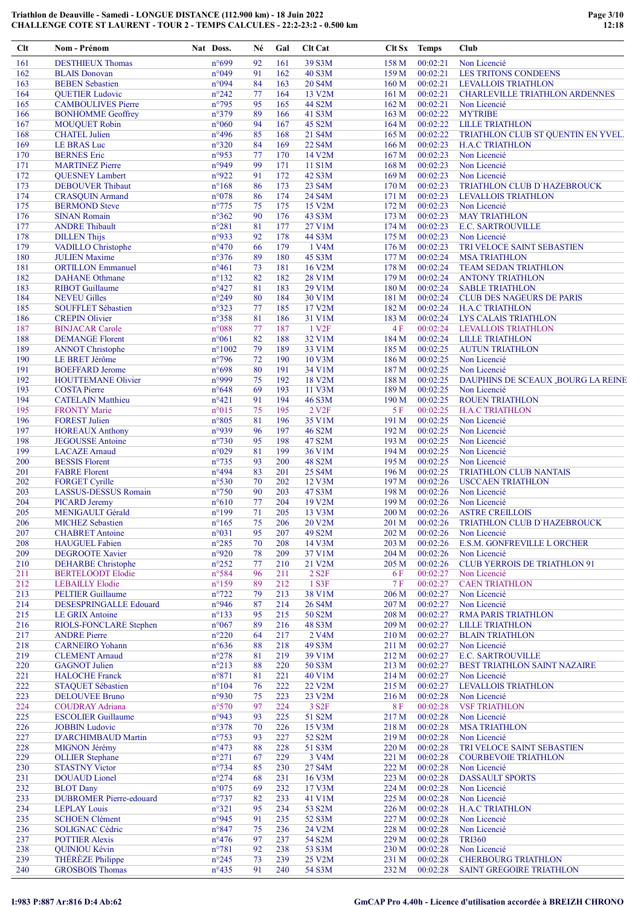# Triathlon de Deauville - Samedi - LONGUE DISTANCE (112.900 km) - 18 Juin 2022
## CHALLENGE COTE ST LAURENT - TOUR 2 - TEMPS CALCULES - 22:2-23:2 - 0.500 km

| Clt | Nom - Prénom | Nat | Doss. | Né | Gal | Clt Cat | Clt Sx | Temps | Club |
|---|---|---|---|---|---|---|---|---|---|
| 161 | DESTHIEUX Thomas | | n°699 | 92 | 161 | 39 S3M | 158 M | 00:02:21 | Non Licencié |
| 162 | BLAIS Donovan | | n°049 | 91 | 162 | 40 S3M | 159 M | 00:02:21 | LES TRITONS CONDEENS |
| 163 | BEBEN Sebastien | | n°094 | 84 | 163 | 20 S4M | 160 M | 00:02:21 | LEVALLOIS TRIATHLON |
| 164 | QUETIER Ludovic | | n°242 | 77 | 164 | 13 V2M | 161 M | 00:02:21 | CHARLEVILLE TRIATHLON ARDENNES |
| 165 | CAMBOULIVES Pierre | | n°795 | 95 | 165 | 44 S2M | 162 M | 00:02:21 | Non Licencié |
| 166 | BONHOMME Geoffrey | | n°379 | 89 | 166 | 41 S3M | 163 M | 00:02:22 | MYTRIBE |
| 167 | MOUQUET Robin | | n°060 | 94 | 167 | 45 S2M | 164 M | 00:02:22 | LILLE TRIATHLON |
| 168 | CHATEL Julien | | n°496 | 85 | 168 | 21 S4M | 165 M | 00:02:22 | TRIATHLON CLUB ST QUENTIN EN YVEL. |
| 169 | LE BRAS Luc | | n°320 | 84 | 169 | 22 S4M | 166 M | 00:02:23 | H.A.C TRIATHLON |
| 170 | BERNES Eric | | n°953 | 77 | 170 | 14 V2M | 167 M | 00:02:23 | Non Licencié |
| 171 | MARTINEZ Pierre | | n°949 | 99 | 171 | 11 S1M | 168 M | 00:02:23 | Non Licencié |
| 172 | QUESNEY Lambert | | n°922 | 91 | 172 | 42 S3M | 169 M | 00:02:23 | Non Licencié |
| 173 | DEBOUVER Thibaut | | n°168 | 86 | 173 | 23 S4M | 170 M | 00:02:23 | TRIATHLON CLUB D`HAZEBROUCK |
| 174 | CRASQUIN Armand | | n°078 | 86 | 174 | 24 S4M | 171 M | 00:02:23 | LEVALLOIS TRIATHLON |
| 175 | BERMOND Steve | | n°775 | 75 | 175 | 15 V2M | 172 M | 00:02:23 | Non Licencié |
| 176 | SINAN Romain | | n°362 | 90 | 176 | 43 S3M | 173 M | 00:02:23 | MAY TRIATHLON |
| 177 | ANDRE Thibault | | n°281 | 81 | 177 | 27 V1M | 174 M | 00:02:23 | E.C. SARTROUVILLE |
| 178 | DILLEN Thijs | | n°933 | 92 | 178 | 44 S3M | 175 M | 00:02:23 | Non Licencié |
| 179 | VADILLO Christophe | | n°470 | 66 | 179 | 1 V4M | 176 M | 00:02:23 | TRI VELOCE SAINT SEBASTIEN |
| 180 | JULIEN Maxime | | n°376 | 89 | 180 | 45 S3M | 177 M | 00:02:24 | MSA TRIATHLON |
| 181 | ORTILLON Emmanuel | | n°461 | 73 | 181 | 16 V2M | 178 M | 00:02:24 | TEAM SEDAN TRIATHLON |
| 182 | DAHANE Othmane | | n°132 | 82 | 182 | 28 V1M | 179 M | 00:02:24 | ANTONY TRIATHLON |
| 183 | RIBOT Guillaume | | n°427 | 81 | 183 | 29 V1M | 180 M | 00:02:24 | SABLE TRIATHLON |
| 184 | NEVEU Gilles | | n°249 | 80 | 184 | 30 V1M | 181 M | 00:02:24 | CLUB DES NAGEURS DE PARIS |
| 185 | SOUFFLET Sébastien | | n°323 | 77 | 185 | 17 V2M | 182 M | 00:02:24 | H.A.C TRIATHLON |
| 186 | CREPIN Olivier | | n°358 | 81 | 186 | 31 V1M | 183 M | 00:02:24 | LYS CALAIS TRIATHLON |
| 187 | BINJACAR Carole | | n°088 | 77 | 187 | 1 V2F | 4 F | 00:02:24 | LEVALLOIS TRIATHLON |
| 188 | DEMANGE Florent | | n°061 | 82 | 188 | 32 V1M | 184 M | 00:02:24 | LILLE TRIATHLON |
| 189 | ANNOT Christophe | | n°1002 | 79 | 189 | 33 V1M | 185 M | 00:02:25 | AUTUN TRIATHLON |
| 190 | LE BRET Jérôme | | n°796 | 72 | 190 | 10 V3M | 186 M | 00:02:25 | Non Licencié |
| 191 | BOEFFARD Jerome | | n°698 | 80 | 191 | 34 V1M | 187 M | 00:02:25 | Non Licencié |
| 192 | HOUTTEMANE Olivier | | n°999 | 75 | 192 | 18 V2M | 188 M | 00:02:25 | DAUPHINS DE SCEAUX _BOURG LA REINE |
| 193 | COSTA Pierre | | n°648 | 69 | 193 | 11 V3M | 189 M | 00:02:25 | Non Licencié |
| 194 | CATELAIN Matthieu | | n°421 | 91 | 194 | 46 S3M | 190 M | 00:02:25 | ROUEN TRIATHLON |
| 195 | FRONTY Marie | | n°015 | 75 | 195 | 2 V2F | 5 F | 00:02:25 | H.A.C TRIATHLON |
| 196 | FOREST Julien | | n°805 | 81 | 196 | 35 V1M | 191 M | 00:02:25 | Non Licencié |
| 197 | HOREAUX Anthony | | n°939 | 96 | 197 | 46 S2M | 192 M | 00:02:25 | Non Licencié |
| 198 | JEGOUSSE Antoine | | n°730 | 95 | 198 | 47 S2M | 193 M | 00:02:25 | Non Licencié |
| 199 | LACAZE Arnaud | | n°029 | 81 | 199 | 36 V1M | 194 M | 00:02:25 | Non Licencié |
| 200 | BESSIS Florent | | n°735 | 93 | 200 | 48 S2M | 195 M | 00:02:25 | Non Licencié |
| 201 | FABRE Florent | | n°494 | 83 | 201 | 25 S4M | 196 M | 00:02:25 | TRIATHLON CLUB NANTAIS |
| 202 | FORGET Cyrille | | n°530 | 70 | 202 | 12 V3M | 197 M | 00:02:26 | USCCAEN TRIATHLON |
| 203 | LASSUS-DESSUS Romain | | n°750 | 90 | 203 | 47 S3M | 198 M | 00:02:26 | Non Licencié |
| 204 | PICARD Jeremy | | n°610 | 77 | 204 | 19 V2M | 199 M | 00:02:26 | Non Licencié |
| 205 | MENIGAULT Gérald | | n°199 | 71 | 205 | 13 V3M | 200 M | 00:02:26 | ASTRE CREILLOIS |
| 206 | MICHEZ Sebastien | | n°165 | 75 | 206 | 20 V2M | 201 M | 00:02:26 | TRIATHLON CLUB D`HAZEBROUCK |
| 207 | CHABRET Antoine | | n°031 | 95 | 207 | 49 S2M | 202 M | 00:02:26 | Non Licencié |
| 208 | HAUGUEL Fabien | | n°285 | 70 | 208 | 14 V3M | 203 M | 00:02:26 | E.S.M. GONFREVILLE L ORCHER |
| 209 | DEGROOTE Xavier | | n°920 | 78 | 209 | 37 V1M | 204 M | 00:02:26 | Non Licencié |
| 210 | DEHARBE Christophe | | n°252 | 77 | 210 | 21 V2M | 205 M | 00:02:26 | CLUB YERROIS DE TRIATHLON 91 |
| 211 | BERTELOODT Elodie | | n°584 | 96 | 211 | 2 S2F | 6 F | 00:02:27 | Non Licencié |
| 212 | LEBAILLY Elodie | | n°159 | 89 | 212 | 1 S3F | 7 F | 00:02:27 | CAEN TRIATHLON |
| 213 | PELTIER Guillaume | | n°722 | 79 | 213 | 38 V1M | 206 M | 00:02:27 | Non Licencié |
| 214 | DESESPRINGALLE Edouard | | n°946 | 87 | 214 | 26 S4M | 207 M | 00:02:27 | Non Licencié |
| 215 | LE GRIX Antoine | | n°133 | 95 | 215 | 50 S2M | 208 M | 00:02:27 | RMA PARIS TRIATHLON |
| 216 | RIOLS-FONCLARE Stephen | | n°067 | 89 | 216 | 48 S3M | 209 M | 00:02:27 | LILLE TRIATHLON |
| 217 | ANDRE Pierre | | n°220 | 64 | 217 | 2 V4M | 210 M | 00:02:27 | BLAIN TRIATHLON |
| 218 | CARNEIRO Yohann | | n°636 | 88 | 218 | 49 S3M | 211 M | 00:02:27 | Non Licencié |
| 219 | CLEMENT Arnaud | | n°278 | 81 | 219 | 39 V1M | 212 M | 00:02:27 | E.C. SARTROUVILLE |
| 220 | GAGNOT Julien | | n°213 | 88 | 220 | 50 S3M | 213 M | 00:02:27 | BEST TRIATHLON SAINT NAZAIRE |
| 221 | HALOCHE Franck | | n°871 | 81 | 221 | 40 V1M | 214 M | 00:02:27 | Non Licencié |
| 222 | STAQUET Sébastien | | n°104 | 76 | 222 | 22 V2M | 215 M | 00:02:27 | LEVALLOIS TRIATHLON |
| 223 | DELOUVEE Bruno | | n°930 | 75 | 223 | 23 V2M | 216 M | 00:02:28 | Non Licencié |
| 224 | COUDRAY Adriana | | n°570 | 97 | 224 | 3 S2F | 8 F | 00:02:28 | VSF TRIATHLON |
| 225 | ESCOLIER Guillaume | | n°943 | 93 | 225 | 51 S2M | 217 M | 00:02:28 | Non Licencié |
| 226 | JOBBIN Ludovic | | n°378 | 70 | 226 | 15 V3M | 218 M | 00:02:28 | MSA TRIATHLON |
| 227 | D'ARCHIMBAUD Martin | | n°753 | 93 | 227 | 52 S2M | 219 M | 00:02:28 | Non Licencié |
| 228 | MIGNON Jérémy | | n°473 | 88 | 228 | 51 S3M | 220 M | 00:02:28 | TRI VELOCE SAINT SEBASTIEN |
| 229 | OLLIER Stephane | | n°271 | 67 | 229 | 3 V4M | 221 M | 00:02:28 | COURBEVOIE TRIATHLON |
| 230 | STASTNY Victor | | n°734 | 85 | 230 | 27 S4M | 222 M | 00:02:28 | Non Licencié |
| 231 | DOUAUD Lionel | | n°274 | 68 | 231 | 16 V3M | 223 M | 00:02:28 | DASSAULT SPORTS |
| 232 | BLOT Dany | | n°075 | 69 | 232 | 17 V3M | 224 M | 00:02:28 | Non Licencié |
| 233 | DUBROMER Pierre-edouard | | n°737 | 82 | 233 | 41 V1M | 225 M | 00:02:28 | Non Licencié |
| 234 | LEPLAY Louis | | n°321 | 95 | 234 | 53 S2M | 226 M | 00:02:28 | H.A.C TRIATHLON |
| 235 | SCHOEN Clément | | n°945 | 91 | 235 | 52 S3M | 227 M | 00:02:28 | Non Licencié |
| 236 | SOLIGNAC Cédric | | n°847 | 75 | 236 | 24 V2M | 228 M | 00:02:28 | Non Licencié |
| 237 | POTTIER Alexis | | n°476 | 97 | 237 | 54 S2M | 229 M | 00:02:28 | TRI360 |
| 238 | QUINIOU Kévin | | n°781 | 92 | 238 | 53 S3M | 230 M | 00:02:28 | Non Licencié |
| 239 | THÉRÈZE Philippe | | n°245 | 73 | 239 | 25 V2M | 231 M | 00:02:28 | CHERBOURG TRIATHLON |
| 240 | GROSBOIS Thomas | | n°435 | 91 | 240 | 54 S3M | 232 M | 00:02:28 | SAINT GREGOIRE TRIATHLON |

I:983 P:887 Ar:816 D:4 Ab:62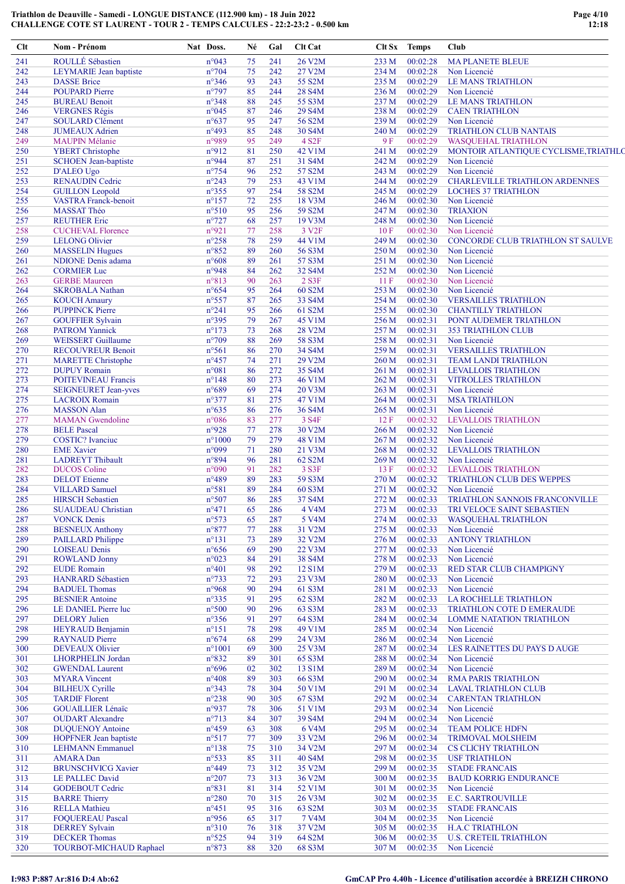# Triathlon de Deauville - Samedi - LONGUE DISTANCE (112.900 km) - 18 Juin 2022
## CHALLENGE COTE ST LAURENT - TOUR 2 - TEMPS CALCULES - 22:2-23:2 - 0.500 km

| Clt | Nom - Prénom | Nat | Doss. | Né | Gal | Clt Cat | Clt Sx | Temps | Club |
|---|---|---|---|---|---|---|---|---|---|
| 241 | ROULLÉ Sébastien | | n°043 | 75 | 241 | 26 V2M | 233 M | 00:02:28 | MA PLANETE BLEUE |
| 242 | LEYMARIE Jean baptiste | | n°704 | 75 | 242 | 27 V2M | 234 M | 00:02:28 | Non Licencié |
| 243 | DASSE Brice | | n°346 | 93 | 243 | 55 S2M | 235 M | 00:02:29 | LE MANS TRIATHLON |
| 244 | POUPARD Pierre | | n°797 | 85 | 244 | 28 S4M | 236 M | 00:02:29 | Non Licencié |
| 245 | BUREAU Benoit | | n°348 | 88 | 245 | 55 S3M | 237 M | 00:02:29 | LE MANS TRIATHLON |
| 246 | VERGNES Régis | | n°045 | 87 | 246 | 29 S4M | 238 M | 00:02:29 | CAEN TRIATHLON |
| 247 | SOULARD Clément | | n°637 | 95 | 247 | 56 S2M | 239 M | 00:02:29 | Non Licencié |
| 248 | JUMEAUX Adrien | | n°493 | 85 | 248 | 30 S4M | 240 M | 00:02:29 | TRIATHLON CLUB NANTAIS |
| 249 | MAUPIN Mélanie | | n°989 | 95 | 249 | 4 S2F | 9 F | 00:02:29 | WASQUEHAL TRIATHLON |
| 250 | YBERT Christophe | | n°912 | 81 | 250 | 42 V1M | 241 M | 00:02:29 | MONTOIR ATLANTIQUE CYCLISME,TRIATHLO |
| 251 | SCHOEN Jean-baptiste | | n°944 | 87 | 251 | 31 S4M | 242 M | 00:02:29 | Non Licencié |
| 252 | D'ALEO Ugo | | n°754 | 96 | 252 | 57 S2M | 243 M | 00:02:29 | Non Licencié |
| 253 | RENAUDIN Cedric | | n°243 | 79 | 253 | 43 V1M | 244 M | 00:02:29 | CHARLEVILLE TRIATHLON ARDENNES |
| 254 | GUILLON Leopold | | n°355 | 97 | 254 | 58 S2M | 245 M | 00:02:29 | LOCHES 37 TRIATHLON |
| 255 | VASTRA Franck-benoit | | n°157 | 72 | 255 | 18 V3M | 246 M | 00:02:30 | Non Licencié |
| 256 | MASSAT Théo | | n°510 | 95 | 256 | 59 S2M | 247 M | 00:02:30 | TRIAXION |
| 257 | REUTHER Eric | | n°727 | 68 | 257 | 19 V3M | 248 M | 00:02:30 | Non Licencié |
| 258 | CUCHEVAL Florence | | n°921 | 77 | 258 | 3 V2F | 10 F | 00:02:30 | Non Licencié |
| 259 | LELONG Olivier | | n°258 | 78 | 259 | 44 V1M | 249 M | 00:02:30 | CONCORDE CLUB TRIATHLON ST SAULVE |
| 260 | MASSELIN Hugues | | n°852 | 89 | 260 | 56 S3M | 250 M | 00:02:30 | Non Licencié |
| 261 | NDIONE Denis adama | | n°608 | 89 | 261 | 57 S3M | 251 M | 00:02:30 | Non Licencié |
| 262 | CORMIER Luc | | n°948 | 84 | 262 | 32 S4M | 252 M | 00:02:30 | Non Licencié |
| 263 | GERBE Maureen | | n°813 | 90 | 263 | 2 S3F | 11 F | 00:02:30 | Non Licencié |
| 264 | SKROBALA Nathan | | n°654 | 95 | 264 | 60 S2M | 253 M | 00:02:30 | Non Licencié |
| 265 | KOUCH Amaury | | n°557 | 87 | 265 | 33 S4M | 254 M | 00:02:30 | VERSAILLES TRIATHLON |
| 266 | PUPPINCK Pierre | | n°241 | 95 | 266 | 61 S2M | 255 M | 00:02:30 | CHANTILLY TRIATHLON |
| 267 | GOUFFIER Sylvain | | n°395 | 79 | 267 | 45 V1M | 256 M | 00:02:31 | PONT AUDEMER TRIATHLON |
| 268 | PATROM Yannick | | n°173 | 73 | 268 | 28 V2M | 257 M | 00:02:31 | 353 TRIATHLON CLUB |
| 269 | WEISSERT Guillaume | | n°709 | 88 | 269 | 58 S3M | 258 M | 00:02:31 | Non Licencié |
| 270 | RECOUVREUR Benoit | | n°561 | 86 | 270 | 34 S4M | 259 M | 00:02:31 | VERSAILLES TRIATHLON |
| 271 | MARETTE Christophe | | n°457 | 74 | 271 | 29 V2M | 260 M | 00:02:31 | TEAM LANDI TRIATHLON |
| 272 | DUPUY Romain | | n°081 | 86 | 272 | 35 S4M | 261 M | 00:02:31 | LEVALLOIS TRIATHLON |
| 273 | POITEVINEAU Francis | | n°148 | 80 | 273 | 46 V1M | 262 M | 00:02:31 | VITROLLES TRIATHLON |
| 274 | SEIGNEURET Jean-yves | | n°689 | 69 | 274 | 20 V3M | 263 M | 00:02:31 | Non Licencié |
| 275 | LACROIX Romain | | n°377 | 81 | 275 | 47 V1M | 264 M | 00:02:31 | MSA TRIATHLON |
| 276 | MASSON Alan | | n°635 | 86 | 276 | 36 S4M | 265 M | 00:02:31 | Non Licencié |
| 277 | MAMAN Gwendoline | | n°086 | 83 | 277 | 3 S4F | 12 F | 00:02:32 | LEVALLOIS TRIATHLON |
| 278 | BELE Pascal | | n°928 | 77 | 278 | 30 V2M | 266 M | 00:02:32 | Non Licencié |
| 279 | COSTIC? Ivanciuc | | n°1000 | 79 | 279 | 48 V1M | 267 M | 00:02:32 | Non Licencié |
| 280 | EME Xavier | | n°099 | 71 | 280 | 21 V3M | 268 M | 00:02:32 | LEVALLOIS TRIATHLON |
| 281 | LADREYT Thibault | | n°894 | 96 | 281 | 62 S2M | 269 M | 00:02:32 | Non Licencié |
| 282 | DUCOS Coline | | n°090 | 91 | 282 | 3 S3F | 13 F | 00:02:32 | LEVALLOIS TRIATHLON |
| 283 | DELOT Etienne | | n°489 | 89 | 283 | 59 S3M | 270 M | 00:02:32 | TRIATHLON CLUB DES WEPPES |
| 284 | VILLARD Samuel | | n°581 | 89 | 284 | 60 S3M | 271 M | 00:02:32 | Non Licencié |
| 285 | HIRSCH Sebastien | | n°507 | 86 | 285 | 37 S4M | 272 M | 00:02:33 | TRIATHLON SANNOIS FRANCONVILLE |
| 286 | SUAUDEAU Christian | | n°471 | 65 | 286 | 4 V4M | 273 M | 00:02:33 | TRI VELOCE SAINT SEBASTIEN |
| 287 | VONCK Denis | | n°573 | 65 | 287 | 5 V4M | 274 M | 00:02:33 | WASQUEHAL TRIATHLON |
| 288 | BESNEUX Anthony | | n°877 | 77 | 288 | 31 V2M | 275 M | 00:02:33 | Non Licencié |
| 289 | PAILLARD Philippe | | n°131 | 73 | 289 | 32 V2M | 276 M | 00:02:33 | ANTONY TRIATHLON |
| 290 | LOISEAU Denis | | n°656 | 69 | 290 | 22 V3M | 277 M | 00:02:33 | Non Licencié |
| 291 | ROWLAND Jonny | | n°023 | 84 | 291 | 38 S4M | 278 M | 00:02:33 | Non Licencié |
| 292 | EUDE Romain | | n°401 | 98 | 292 | 12 S1M | 279 M | 00:02:33 | RED STAR CLUB CHAMPIGNY |
| 293 | HANRARD Sébastien | | n°733 | 72 | 293 | 23 V3M | 280 M | 00:02:33 | Non Licencié |
| 294 | BADUEL Thomas | | n°968 | 90 | 294 | 61 S3M | 281 M | 00:02:33 | Non Licencié |
| 295 | BESNIER Antoine | | n°335 | 91 | 295 | 62 S3M | 282 M | 00:02:33 | LA ROCHELLE TRIATHLON |
| 296 | LE DANIEL Pierre luc | | n°500 | 90 | 296 | 63 S3M | 283 M | 00:02:33 | TRIATHLON COTE D EMERAUDE |
| 297 | DELORY Julien | | n°356 | 91 | 297 | 64 S3M | 284 M | 00:02:34 | LOMME NATATION TRIATHLON |
| 298 | HEYRAUD Benjamin | | n°151 | 78 | 298 | 49 V1M | 285 M | 00:02:34 | Non Licencié |
| 299 | RAYNAUD Pierre | | n°674 | 68 | 299 | 24 V3M | 286 M | 00:02:34 | Non Licencié |
| 300 | DEVEAUX Olivier | | n°1001 | 69 | 300 | 25 V3M | 287 M | 00:02:34 | LES RAINETTES DU PAYS D AUGE |
| 301 | LHORPHELIN Jordan | | n°832 | 89 | 301 | 65 S3M | 288 M | 00:02:34 | Non Licencié |
| 302 | GWENDAL Laurent | | n°696 | 02 | 302 | 13 S1M | 289 M | 00:02:34 | Non Licencié |
| 303 | MYARA Vincent | | n°408 | 89 | 303 | 66 S3M | 290 M | 00:02:34 | RMA PARIS TRIATHLON |
| 304 | BILHEUX Cyrille | | n°343 | 78 | 304 | 50 V1M | 291 M | 00:02:34 | LAVAL TRIATHLON CLUB |
| 305 | TARDIF Florent | | n°238 | 90 | 305 | 67 S3M | 292 M | 00:02:34 | CARENTAN TRIATHLON |
| 306 | GOUAILLIER Lénaïc | | n°937 | 78 | 306 | 51 V1M | 293 M | 00:02:34 | Non Licencié |
| 307 | OUDART Alexandre | | n°713 | 84 | 307 | 39 S4M | 294 M | 00:02:34 | Non Licencié |
| 308 | DUQUENOY Antoine | | n°459 | 63 | 308 | 6 V4M | 295 M | 00:02:34 | TEAM POLICE HDFN |
| 309 | HOPFNER Jean baptiste | | n°517 | 77 | 309 | 33 V2M | 296 M | 00:02:34 | TRIMOVAL MOLSHEIM |
| 310 | LEHMANN Emmanuel | | n°138 | 75 | 310 | 34 V2M | 297 M | 00:02:34 | CS CLICHY TRIATHLON |
| 311 | AMARA Dan | | n°533 | 85 | 311 | 40 S4M | 298 M | 00:02:35 | USF TRIATHLON |
| 312 | BRUNSCHVICG Xavier | | n°449 | 73 | 312 | 35 V2M | 299 M | 00:02:35 | STADE FRANCAIS |
| 313 | LE PALLEC David | | n°207 | 73 | 313 | 36 V2M | 300 M | 00:02:35 | BAUD KORRIG ENDURANCE |
| 314 | GODEBOUT Cedric | | n°831 | 81 | 314 | 52 V1M | 301 M | 00:02:35 | Non Licencié |
| 315 | BARRE Thierry | | n°280 | 70 | 315 | 26 V3M | 302 M | 00:02:35 | E.C. SARTROUVILLE |
| 316 | RELLA Mathieu | | n°451 | 95 | 316 | 63 S2M | 303 M | 00:02:35 | STADE FRANCAIS |
| 317 | FOQUEREAU Pascal | | n°956 | 65 | 317 | 7 V4M | 304 M | 00:02:35 | Non Licencié |
| 318 | DERREY Sylvain | | n°310 | 76 | 318 | 37 V2M | 305 M | 00:02:35 | H.A.C TRIATHLON |
| 319 | DECKER Thomas | | n°525 | 94 | 319 | 64 S2M | 306 M | 00:02:35 | U.S. CRETEIL TRIATHLON |
| 320 | TOURBOT-MICHAUD Raphael | | n°873 | 88 | 320 | 68 S3M | 307 M | 00:02:35 | Non Licencié |

I:983 P:887 Ar:816 D:4 Ab:62

GmCAP Pro 4.40h - Licence d'utilisation accordée à BREIZH CHRONO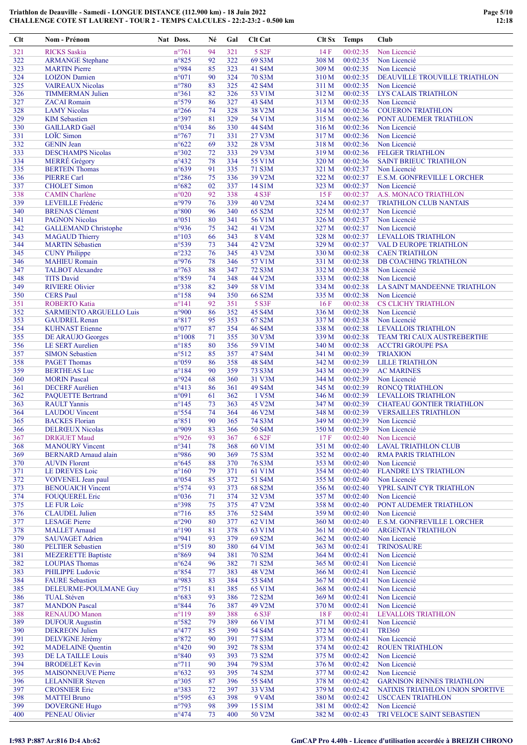# Triathlon de Deauville - Samedi - LONGUE DISTANCE (112.900 km) - 18 Juin 2022
## CHALLENGE COTE ST LAURENT - TOUR 2 - TEMPS CALCULES - 22:2-23:2 - 0.500 km

| Clt | Nom - Prénom | Nat | Doss. | Né | Gal | Clt Cat | Clt Sx | Temps | Club |
|---|---|---|---|---|---|---|---|---|---|
| 321 | RICKS Saskia | | n°761 | 94 | 321 | 5 S2F | 14 F | 00:02:35 | Non Licencié |
| 322 | ARMANGE Stephane | | n°825 | 92 | 322 | 69 S3M | 308 M | 00:02:35 | Non Licencié |
| 323 | MARTIN Pierre | | n°984 | 85 | 323 | 41 S4M | 309 M | 00:02:35 | Non Licencié |
| 324 | LOIZON Damien | | n°071 | 90 | 324 | 70 S3M | 310 M | 00:02:35 | DEAUVILLE TROUVILLE TRIATHLON |
| 325 | VAIREAUX Nicolas | | n°780 | 83 | 325 | 42 S4M | 311 M | 00:02:35 | Non Licencié |
| 326 | TIMMERMAN Julien | | n°361 | 82 | 326 | 53 V1M | 312 M | 00:02:35 | LYS CALAIS TRIATHLON |
| 327 | ZACAI Romain | | n°579 | 86 | 327 | 43 S4M | 313 M | 00:02:35 | Non Licencié |
| 328 | LAMY Nicolas | | n°266 | 74 | 328 | 38 V2M | 314 M | 00:02:36 | COUERON TRIATHLON |
| 329 | KIM Sebastien | | n°397 | 81 | 329 | 54 V1M | 315 M | 00:02:36 | PONT AUDEMER TRIATHLON |
| 330 | GAILLARD Gaël | | n°034 | 86 | 330 | 44 S4M | 316 M | 00:02:36 | Non Licencié |
| 331 | LOÏC Simon | | n°767 | 71 | 331 | 27 V3M | 317 M | 00:02:36 | Non Licencié |
| 332 | GENIN Jean | | n°622 | 69 | 332 | 28 V3M | 318 M | 00:02:36 | Non Licencié |
| 333 | DESCHAMPS Nicolas | | n°302 | 72 | 333 | 29 V3M | 319 M | 00:02:36 | FELGER TRIATHLON |
| 334 | MERRÉ Grégory | | n°432 | 78 | 334 | 55 V1M | 320 M | 00:02:36 | SAINT BRIEUC TRIATHLON |
| 335 | BERTEIN Thomas | | n°639 | 91 | 335 | 71 S3M | 321 M | 00:02:37 | Non Licencié |
| 336 | PIERRE Carl | | n°286 | 75 | 336 | 39 V2M | 322 M | 00:02:37 | E.S.M. GONFREVILLE L ORCHER |
| 337 | CHOLET Simon | | n°682 | 02 | 337 | 14 S1M | 323 M | 00:02:37 | Non Licencié |
| 338 | CAMIN Charlène | | n°020 | 92 | 338 | 4 S3F | 15 F | 00:02:37 | A.S. MONACO TRIATHLON |
| 339 | LEVEILLE Frédéric | | n°979 | 76 | 339 | 40 V2M | 324 M | 00:02:37 | TRIATHLON CLUB NANTAIS |
| 340 | BRENAS Clément | | n°800 | 96 | 340 | 65 S2M | 325 M | 00:02:37 | Non Licencié |
| 341 | PAGNON Nicolas | | n°051 | 80 | 341 | 56 V1M | 326 M | 00:02:37 | Non Licencié |
| 342 | GALLEMAND Christophe | | n°936 | 75 | 342 | 41 V2M | 327 M | 00:02:37 | Non Licencié |
| 343 | MAGAUD Thierry | | n°103 | 66 | 343 | 8 V4M | 328 M | 00:02:37 | LEVALLOIS TRIATHLON |
| 344 | MARTIN Sébastien | | n°539 | 73 | 344 | 42 V2M | 329 M | 00:02:37 | VAL D EUROPE TRIATHLON |
| 345 | CUNY Philippe | | n°232 | 76 | 345 | 43 V2M | 330 M | 00:02:38 | CAEN TRIATHLON |
| 346 | MAHIEU Romain | | n°976 | 78 | 346 | 57 V1M | 331 M | 00:02:38 | DB COACHING TRIATHLON |
| 347 | TALBOT Alexandre | | n°763 | 88 | 347 | 72 S3M | 332 M | 00:02:38 | Non Licencié |
| 348 | TITS David | | n°859 | 74 | 348 | 44 V2M | 333 M | 00:02:38 | Non Licencié |
| 349 | RIVIERE Olivier | | n°338 | 82 | 349 | 58 V1M | 334 M | 00:02:38 | LA SAINT MANDEENNE TRIATHLON |
| 350 | CERS Paul | | n°158 | 94 | 350 | 66 S2M | 335 M | 00:02:38 | Non Licencié |
| 351 | ROBERTO Katia | | n°141 | 92 | 351 | 5 S3F | 16 F | 00:02:38 | CS CLICHY TRIATHLON |
| 352 | SARMIENTO ARGUELLO Luis | | n°900 | 86 | 352 | 45 S4M | 336 M | 00:02:38 | Non Licencié |
| 353 | GAUDREL Renan | | n°817 | 95 | 353 | 67 S2M | 337 M | 00:02:38 | Non Licencié |
| 354 | KUHNAST Etienne | | n°077 | 87 | 354 | 46 S4M | 338 M | 00:02:38 | LEVALLOIS TRIATHLON |
| 355 | DE ARAUJO Georges | | n°1008 | 71 | 355 | 30 V3M | 339 M | 00:02:38 | TEAM TRI CAUX AUSTREBERTHE |
| 356 | LE SERT Aurelien | | n°185 | 80 | 356 | 59 V1M | 340 M | 00:02:38 | ACCTRI GROUPE PSA |
| 357 | SIMON Sebastien | | n°512 | 85 | 357 | 47 S4M | 341 M | 00:02:39 | TRIAXION |
| 358 | PAGET Thomas | | n°059 | 86 | 358 | 48 S4M | 342 M | 00:02:39 | LILLE TRIATHLON |
| 359 | BERTHEAS Luc | | n°184 | 90 | 359 | 73 S3M | 343 M | 00:02:39 | AC MARINES |
| 360 | MORIN Pascal | | n°924 | 68 | 360 | 31 V3M | 344 M | 00:02:39 | Non Licencié |
| 361 | DECERF Aurélien | | n°413 | 86 | 361 | 49 S4M | 345 M | 00:02:39 | RONCQ TRIATHLON |
| 362 | PAQUETTE Bertrand | | n°091 | 61 | 362 | 1 V5M | 346 M | 00:02:39 | LEVALLOIS TRIATHLON |
| 363 | RAULT Yannis | | n°145 | 73 | 363 | 45 V2M | 347 M | 00:02:39 | CHATEAU GONTIER TRIATHLON |
| 364 | LAUDOU Vincent | | n°554 | 74 | 364 | 46 V2M | 348 M | 00:02:39 | VERSAILLES TRIATHLON |
| 365 | BACKES Florian | | n°851 | 90 | 365 | 74 S3M | 349 M | 00:02:39 | Non Licencié |
| 366 | DELRŒUX Nicolas | | n°909 | 83 | 366 | 50 S4M | 350 M | 00:02:39 | Non Licencié |
| 367 | DRIGUET Maud | | n°926 | 93 | 367 | 6 S2F | 17 F | 00:02:40 | Non Licencié |
| 368 | MANOURY Vincent | | n°341 | 78 | 368 | 60 V1M | 351 M | 00:02:40 | LAVAL TRIATHLON CLUB |
| 369 | BERNARD Arnaud alain | | n°986 | 90 | 369 | 75 S3M | 352 M | 00:02:40 | RMA PARIS TRIATHLON |
| 370 | AUVIN Florent | | n°645 | 88 | 370 | 76 S3M | 353 M | 00:02:40 | Non Licencié |
| 371 | LE DREVES Loic | | n°160 | 79 | 371 | 61 V1M | 354 M | 00:02:40 | FLANDRE LYS TRIATHLON |
| 372 | VOIVENEL Jean paul | | n°054 | 85 | 372 | 51 S4M | 355 M | 00:02:40 | Non Licencié |
| 373 | BENOUAICH Vincent | | n°574 | 93 | 373 | 68 S2M | 356 M | 00:02:40 | YPRL SAINT CYR TRIATHLON |
| 374 | FOUQUEREL Eric | | n°036 | 71 | 374 | 32 V3M | 357 M | 00:02:40 | Non Licencié |
| 375 | LE FUR Loïc | | n°398 | 75 | 375 | 47 V2M | 358 M | 00:02:40 | PONT AUDEMER TRIATHLON |
| 376 | CLAUDEL Julien | | n°716 | 85 | 376 | 52 S4M | 359 M | 00:02:40 | Non Licencié |
| 377 | LESAGE Pierre | | n°290 | 80 | 377 | 62 V1M | 360 M | 00:02:40 | E.S.M. GONFREVILLE L ORCHER |
| 378 | MALLET Arnaud | | n°190 | 81 | 378 | 63 V1M | 361 M | 00:02:40 | ARGENTAN TRIATHLON |
| 379 | SAUVAGET Adrien | | n°941 | 93 | 379 | 69 S2M | 362 M | 00:02:40 | Non Licencié |
| 380 | PELTIER Sebastien | | n°519 | 80 | 380 | 64 V1M | 363 M | 00:02:41 | TRINOSAURE |
| 381 | MEZERETTE Baptiste | | n°869 | 94 | 381 | 70 S2M | 364 M | 00:02:41 | Non Licencié |
| 382 | LOUPIAS Thomas | | n°624 | 96 | 382 | 71 S2M | 365 M | 00:02:41 | Non Licencié |
| 383 | PHILIPPE Ludovic | | n°854 | 77 | 383 | 48 V2M | 366 M | 00:02:41 | Non Licencié |
| 384 | FAURE Sebastien | | n°983 | 83 | 384 | 53 S4M | 367 M | 00:02:41 | Non Licencié |
| 385 | DELEURME-POULMANE Guy | | n°751 | 81 | 385 | 65 V1M | 368 M | 00:02:41 | Non Licencié |
| 386 | TUAL Stéven | | n°683 | 93 | 386 | 72 S2M | 369 M | 00:02:41 | Non Licencié |
| 387 | MANDON Pascal | | n°844 | 76 | 387 | 49 V2M | 370 M | 00:02:41 | Non Licencié |
| 388 | RENAUDO Manon | | n°119 | 89 | 388 | 6 S3F | 18 F | 00:02:41 | LEVALLOIS TRIATHLON |
| 389 | DUFOUR Augustin | | n°582 | 79 | 389 | 66 V1M | 371 M | 00:02:41 | Non Licencié |
| 390 | DEKREON Julien | | n°477 | 85 | 390 | 54 S4M | 372 M | 00:02:41 | TRI360 |
| 391 | DELVIGNE Jérémy | | n°872 | 90 | 391 | 77 S3M | 373 M | 00:02:41 | Non Licencié |
| 392 | MADELAINE Quentin | | n°420 | 90 | 392 | 78 S3M | 374 M | 00:02:42 | ROUEN TRIATHLON |
| 393 | DE LA TAILLE Louis | | n°840 | 93 | 393 | 73 S2M | 375 M | 00:02:42 | Non Licencié |
| 394 | BRODELET Kevin | | n°711 | 90 | 394 | 79 S3M | 376 M | 00:02:42 | Non Licencié |
| 395 | MAISONNEUVE Pierre | | n°632 | 93 | 395 | 74 S2M | 377 M | 00:02:42 | Non Licencié |
| 396 | LELANNIER Steven | | n°305 | 87 | 396 | 55 S4M | 378 M | 00:02:42 | GARNISON RENNES TRIATHLON |
| 397 | CROSNIER Eric | | n°383 | 72 | 397 | 33 V3M | 379 M | 00:02:42 | NATIXIS TRIATHLON UNION SPORTIVE |
| 398 | MATTEI Bruno | | n°595 | 63 | 398 | 9 V4M | 380 M | 00:02:42 | USCCAEN TRIATHLON |
| 399 | DOVERGNE Hugo | | n°793 | 98 | 399 | 15 S1M | 381 M | 00:02:42 | Non Licencié |
| 400 | PENEAU Olivier | | n°474 | 73 | 400 | 50 V2M | 382 M | 00:02:43 | TRI VELOCE SAINT SEBASTIEN |

I:983 P:887 Ar:816 D:4 Ab:62

GmCAP Pro 4.40h - Licence d'utilisation accordée à BREIZH CHRONO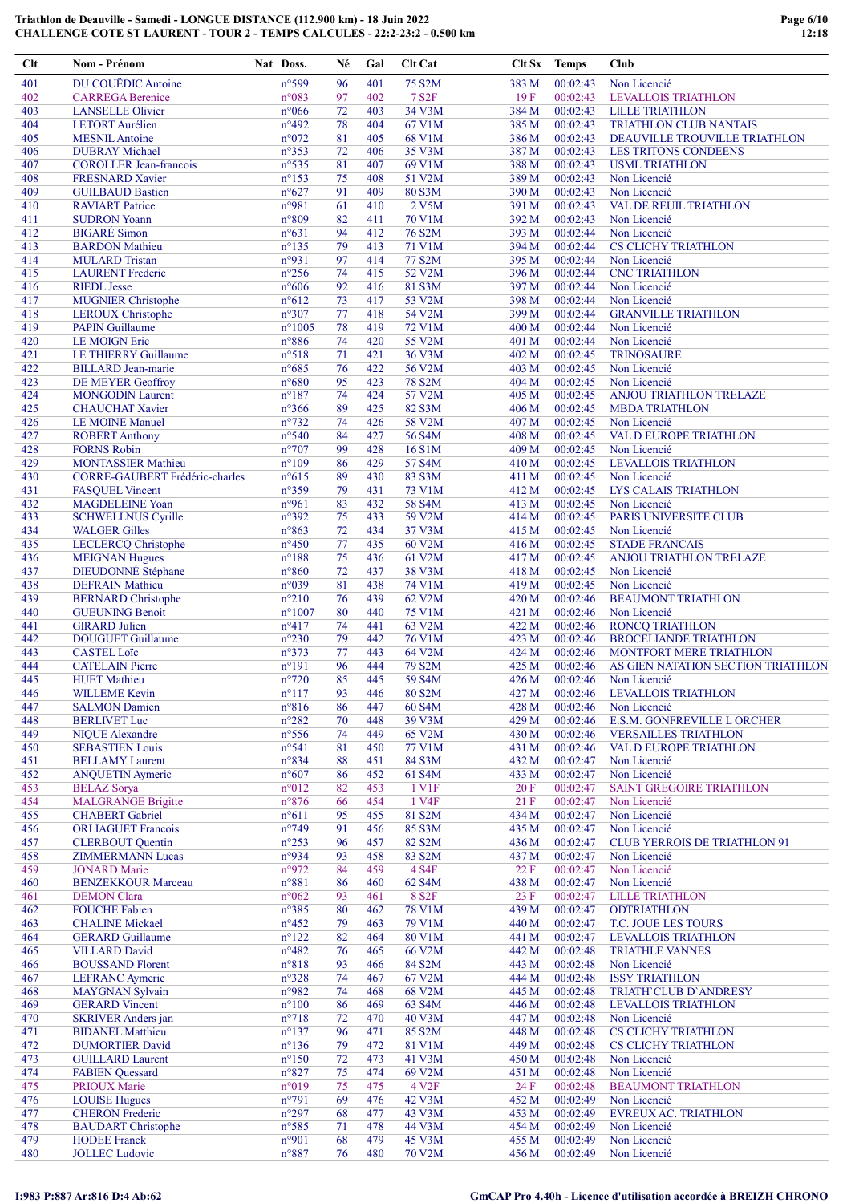# Triathlon de Deauville - Samedi - LONGUE DISTANCE (112.900 km) - 18 Juin 2022
## CHALLENGE COTE ST LAURENT - TOUR 2 - TEMPS CALCULES - 22:2-23:2 - 0.500 km

| Clt | Nom - Prénom | Nat | Doss. | Né | Gal | Clt Cat | Clt Sx | Temps | Club |
|---|---|---|---|---|---|---|---|---|---|
| 401 | DU COUËDIC Antoine | | n°599 | 96 | 401 | 75 S2M | 383 M | 00:02:43 | Non Licencié |
| 402 | CARREGA Berenice | | n°083 | 97 | 402 | 7 S2F | 19 F | 00:02:43 | LEVALLOIS TRIATHLON |
| 403 | LANSELLE Olivier | | n°066 | 72 | 403 | 34 V3M | 384 M | 00:02:43 | LILLE TRIATHLON |
| 404 | LETORT Aurélien | | n°492 | 78 | 404 | 67 V1M | 385 M | 00:02:43 | TRIATHLON CLUB NANTAIS |
| 405 | MESNIL Antoine | | n°072 | 81 | 405 | 68 V1M | 386 M | 00:02:43 | DEAUVILLE TROUVILLE TRIATHLON |
| 406 | DUBRAY Michael | | n°353 | 72 | 406 | 35 V3M | 387 M | 00:02:43 | LES TRITONS CONDEENS |
| 407 | COROLLER Jean-francois | | n°535 | 81 | 407 | 69 V1M | 388 M | 00:02:43 | USML TRIATHLON |
| 408 | FRESNARD Xavier | | n°153 | 75 | 408 | 51 V2M | 389 M | 00:02:43 | Non Licencié |
| 409 | GUILBAUD Bastien | | n°627 | 91 | 409 | 80 S3M | 390 M | 00:02:43 | Non Licencié |
| 410 | RAVIART Patrice | | n°981 | 61 | 410 | 2 V5M | 391 M | 00:02:43 | VAL DE REUIL TRIATHLON |
| 411 | SUDRON Yoann | | n°809 | 82 | 411 | 70 V1M | 392 M | 00:02:43 | Non Licencié |
| 412 | BIGARÉ Simon | | n°631 | 94 | 412 | 76 S2M | 393 M | 00:02:44 | Non Licencié |
| 413 | BARDON Mathieu | | n°135 | 79 | 413 | 71 V1M | 394 M | 00:02:44 | CS CLICHY TRIATHLON |
| 414 | MULARD Tristan | | n°931 | 97 | 414 | 77 S2M | 395 M | 00:02:44 | Non Licencié |
| 415 | LAURENT Frederic | | n°256 | 74 | 415 | 52 V2M | 396 M | 00:02:44 | CNC TRIATHLON |
| 416 | RIEDL Jesse | | n°606 | 92 | 416 | 81 S3M | 397 M | 00:02:44 | Non Licencié |
| 417 | MUGNIER Christophe | | n°612 | 73 | 417 | 53 V2M | 398 M | 00:02:44 | Non Licencié |
| 418 | LEROUX Christophe | | n°307 | 77 | 418 | 54 V2M | 399 M | 00:02:44 | GRANVILLE TRIATHLON |
| 419 | PAPIN Guillaume | | n°1005 | 78 | 419 | 72 V1M | 400 M | 00:02:44 | Non Licencié |
| 420 | LE MOIGN Eric | | n°886 | 74 | 420 | 55 V2M | 401 M | 00:02:44 | Non Licencié |
| 421 | LE THIERRY Guillaume | | n°518 | 71 | 421 | 36 V3M | 402 M | 00:02:45 | TRINOSAURE |
| 422 | BILLARD Jean-marie | | n°685 | 76 | 422 | 56 V2M | 403 M | 00:02:45 | Non Licencié |
| 423 | DE MEYER Geoffroy | | n°680 | 95 | 423 | 78 S2M | 404 M | 00:02:45 | Non Licencié |
| 424 | MONGODIN Laurent | | n°187 | 74 | 424 | 57 V2M | 405 M | 00:02:45 | ANJOU TRIATHLON TRELAZE |
| 425 | CHAUCHAT Xavier | | n°366 | 89 | 425 | 82 S3M | 406 M | 00:02:45 | MBDA TRIATHLON |
| 426 | LE MOINE Manuel | | n°732 | 74 | 426 | 58 V2M | 407 M | 00:02:45 | Non Licencié |
| 427 | ROBERT Anthony | | n°540 | 84 | 427 | 56 S4M | 408 M | 00:02:45 | VAL D EUROPE TRIATHLON |
| 428 | FORNS Robin | | n°707 | 99 | 428 | 16 S1M | 409 M | 00:02:45 | Non Licencié |
| 429 | MONTASSIER Mathieu | | n°109 | 86 | 429 | 57 S4M | 410 M | 00:02:45 | LEVALLOIS TRIATHLON |
| 430 | CORRE-GAUBERT Frédéric-charles | | n°615 | 89 | 430 | 83 S3M | 411 M | 00:02:45 | Non Licencié |
| 431 | FASQUEL Vincent | | n°359 | 79 | 431 | 73 V1M | 412 M | 00:02:45 | LYS CALAIS TRIATHLON |
| 432 | MAGDELEINE Yoan | | n°961 | 83 | 432 | 58 S4M | 413 M | 00:02:45 | Non Licencié |
| 433 | SCHWELLNUS Cyrille | | n°392 | 75 | 433 | 59 V2M | 414 M | 00:02:45 | PARIS UNIVERSITE CLUB |
| 434 | WALGER Gilles | | n°863 | 72 | 434 | 37 V3M | 415 M | 00:02:45 | Non Licencié |
| 435 | LECLERCQ Christophe | | n°450 | 77 | 435 | 60 V2M | 416 M | 00:02:45 | STADE FRANCAIS |
| 436 | MEIGNAN Hugues | | n°188 | 75 | 436 | 61 V2M | 417 M | 00:02:45 | ANJOU TRIATHLON TRELAZE |
| 437 | DIEUDONNÉ Stéphane | | n°860 | 72 | 437 | 38 V3M | 418 M | 00:02:45 | Non Licencié |
| 438 | DEFRAIN Mathieu | | n°039 | 81 | 438 | 74 V1M | 419 M | 00:02:45 | Non Licencié |
| 439 | BERNARD Christophe | | n°210 | 76 | 439 | 62 V2M | 420 M | 00:02:46 | BEAUMONT TRIATHLON |
| 440 | GUEUNING Benoit | | n°1007 | 80 | 440 | 75 V1M | 421 M | 00:02:46 | Non Licencié |
| 441 | GIRARD Julien | | n°417 | 74 | 441 | 63 V2M | 422 M | 00:02:46 | RONCQ TRIATHLON |
| 442 | DOUGUET Guillaume | | n°230 | 79 | 442 | 76 V1M | 423 M | 00:02:46 | BROCELIANDE TRIATHLON |
| 443 | CASTEL Loïc | | n°373 | 77 | 443 | 64 V2M | 424 M | 00:02:46 | MONTFORT MERE TRIATHLON |
| 444 | CATELAIN Pierre | | n°191 | 96 | 444 | 79 S2M | 425 M | 00:02:46 | AS GIEN NATATION SECTION TRIATHLON |
| 445 | HUET Mathieu | | n°720 | 85 | 445 | 59 S4M | 426 M | 00:02:46 | Non Licencié |
| 446 | WILLEME Kevin | | n°117 | 93 | 446 | 80 S2M | 427 M | 00:02:46 | LEVALLOIS TRIATHLON |
| 447 | SALMON Damien | | n°816 | 86 | 447 | 60 S4M | 428 M | 00:02:46 | Non Licencié |
| 448 | BERLIVET Luc | | n°282 | 70 | 448 | 39 V3M | 429 M | 00:02:46 | E.S.M. GONFREVILLE L ORCHER |
| 449 | NIQUE Alexandre | | n°556 | 74 | 449 | 65 V2M | 430 M | 00:02:46 | VERSAILLES TRIATHLON |
| 450 | SEBASTIEN Louis | | n°541 | 81 | 450 | 77 V1M | 431 M | 00:02:46 | VAL D EUROPE TRIATHLON |
| 451 | BELLAMY Laurent | | n°834 | 88 | 451 | 84 S3M | 432 M | 00:02:47 | Non Licencié |
| 452 | ANQUETIN Aymeric | | n°607 | 86 | 452 | 61 S4M | 433 M | 00:02:47 | Non Licencié |
| 453 | BELAZ Sorya | | n°012 | 82 | 453 | 1 V1F | 20 F | 00:02:47 | SAINT GREGOIRE TRIATHLON |
| 454 | MALGRANGE Brigitte | | n°876 | 66 | 454 | 1 V4F | 21 F | 00:02:47 | Non Licencié |
| 455 | CHABERT Gabriel | | n°611 | 95 | 455 | 81 S2M | 434 M | 00:02:47 | Non Licencié |
| 456 | ORLIAGUET Francois | | n°749 | 91 | 456 | 85 S3M | 435 M | 00:02:47 | Non Licencié |
| 457 | CLERBOUT Quentin | | n°253 | 96 | 457 | 82 S2M | 436 M | 00:02:47 | CLUB YERROIS DE TRIATHLON 91 |
| 458 | ZIMMERMANN Lucas | | n°934 | 93 | 458 | 83 S2M | 437 M | 00:02:47 | Non Licencié |
| 459 | JONARD Marie | | n°972 | 84 | 459 | 4 S4F | 22 F | 00:02:47 | Non Licencié |
| 460 | BENZEKKOUR Marceau | | n°881 | 86 | 460 | 62 S4M | 438 M | 00:02:47 | Non Licencié |
| 461 | DEMON Clara | | n°062 | 93 | 461 | 8 S2F | 23 F | 00:02:47 | LILLE TRIATHLON |
| 462 | FOUCHE Fabien | | n°385 | 80 | 462 | 78 V1M | 439 M | 00:02:47 | ODTRIATHLON |
| 463 | CHALINE Mickael | | n°452 | 79 | 463 | 79 V1M | 440 M | 00:02:47 | T.C. JOUE LES TOURS |
| 464 | GERARD Guillaume | | n°122 | 82 | 464 | 80 V1M | 441 M | 00:02:47 | LEVALLOIS TRIATHLON |
| 465 | VILLARD David | | n°482 | 76 | 465 | 66 V2M | 442 M | 00:02:48 | TRIATHLE VANNES |
| 466 | BOUSSAND Florent | | n°818 | 93 | 466 | 84 S2M | 443 M | 00:02:48 | Non Licencié |
| 467 | LEFRANC Aymeric | | n°328 | 74 | 467 | 67 V2M | 444 M | 00:02:48 | ISSY TRIATHLON |
| 468 | MAYGNAN Sylvain | | n°982 | 74 | 468 | 68 V2M | 445 M | 00:02:48 | TRIATH`CLUB D`ANDRESY |
| 469 | GERARD Vincent | | n°100 | 86 | 469 | 63 S4M | 446 M | 00:02:48 | LEVALLOIS TRIATHLON |
| 470 | SKRIVER Anders jan | | n°718 | 72 | 470 | 40 V3M | 447 M | 00:02:48 | Non Licencié |
| 471 | BIDANEL Matthieu | | n°137 | 96 | 471 | 85 S2M | 448 M | 00:02:48 | CS CLICHY TRIATHLON |
| 472 | DUMORTIER David | | n°136 | 79 | 472 | 81 V1M | 449 M | 00:02:48 | CS CLICHY TRIATHLON |
| 473 | GUILLARD Laurent | | n°150 | 72 | 473 | 41 V3M | 450 M | 00:02:48 | Non Licencié |
| 474 | FABIEN Quessard | | n°827 | 75 | 474 | 69 V2M | 451 M | 00:02:48 | Non Licencié |
| 475 | PRIOUX Marie | | n°019 | 75 | 475 | 4 V2F | 24 F | 00:02:48 | BEAUMONT TRIATHLON |
| 476 | LOUISE Hugues | | n°791 | 69 | 476 | 42 V3M | 452 M | 00:02:49 | Non Licencié |
| 477 | CHERON Frederic | | n°297 | 68 | 477 | 43 V3M | 453 M | 00:02:49 | EVREUX AC. TRIATHLON |
| 478 | BAUDART Christophe | | n°585 | 71 | 478 | 44 V3M | 454 M | 00:02:49 | Non Licencié |
| 479 | HODEE Franck | | n°901 | 68 | 479 | 45 V3M | 455 M | 00:02:49 | Non Licencié |
| 480 | JOLLEC Ludovic | | n°887 | 76 | 480 | 70 V2M | 456 M | 00:02:49 | Non Licencié |

I:983 P:887 Ar:816 D:4 Ab:62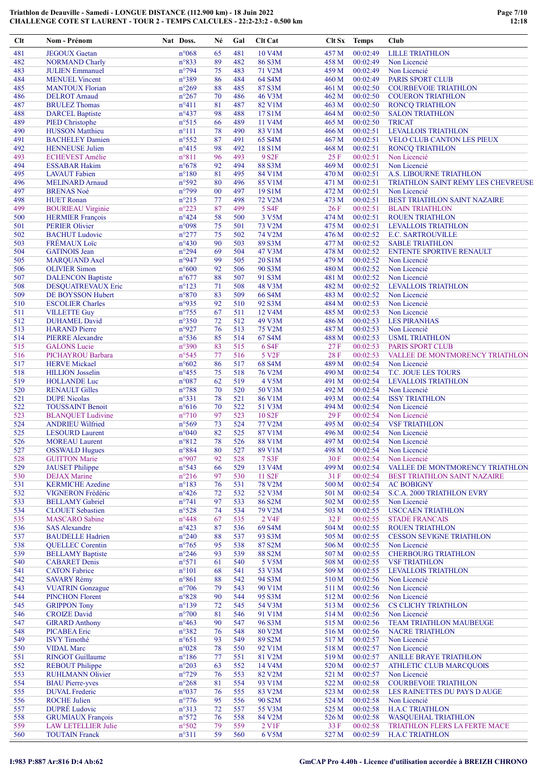**Triathlon de Deauville - Samedi - LONGUE DISTANCE (112.900 km) - 18 Juin 2022**
**CHALLENGE COTE ST LAURENT - TOUR 2 - TEMPS CALCULES - 22:2-23:2 - 0.500 km**

| Clt | Nom - Prénom | Nat | Doss. | Né | Gal | Clt Cat | Clt Sx | Temps | Club |
|---|---|---|---|---|---|---|---|---|---|
| 481 | JEGOUX Gaetan | | n°068 | 65 | 481 | 10 V4M | 457 M | 00:02:49 | LILLE TRIATHLON |
| 482 | NORMAND Charly | | n°833 | 89 | 482 | 86 S3M | 458 M | 00:02:49 | Non Licencié |
| 483 | JULIEN Emmanuel | | n°794 | 75 | 483 | 71 V2M | 459 M | 00:02:49 | Non Licencié |
| 484 | MENUEL Vincent | | n°389 | 86 | 484 | 64 S4M | 460 M | 00:02:49 | PARIS SPORT CLUB |
| 485 | MANTOUX Florian | | n°269 | 88 | 485 | 87 S3M | 461 M | 00:02:50 | COURBEVOIE TRIATHLON |
| 486 | DELROT Arnaud | | n°267 | 70 | 486 | 46 V3M | 462 M | 00:02:50 | COUERON TRIATHLON |
| 487 | BRULEZ Thomas | | n°411 | 81 | 487 | 82 V1M | 463 M | 00:02:50 | RONCQ TRIATHLON |
| 488 | DARCEL Baptiste | | n°437 | 98 | 488 | 17 S1M | 464 M | 00:02:50 | SALON TRIATHLON |
| 489 | PIED Christophe | | n°515 | 66 | 489 | 11 V4M | 465 M | 00:02:50 | TRICAT |
| 490 | HUSSON Matthieu | | n°111 | 78 | 490 | 83 V1M | 466 M | 00:02:51 | LEVALLOIS TRIATHLON |
| 491 | BACHELEY Damien | | n°552 | 87 | 491 | 65 S4M | 467 M | 00:02:51 | VELO CLUB CANTON LES PIEUX |
| 492 | HENNEUSE Julien | | n°415 | 98 | 492 | 18 S1M | 468 M | 00:02:51 | RONCQ TRIATHLON |
| 493 | ECHEVEST Amélie | | n°811 | 96 | 493 | 9 S2F | 25 F | 00:02:51 | Non Licencié |
| 494 | ESSABAR Hakim | | n°678 | 92 | 494 | 88 S3M | 469 M | 00:02:51 | Non Licencié |
| 495 | LAVAUT Fabien | | n°180 | 81 | 495 | 84 V1M | 470 M | 00:02:51 | A.S. LIBOURNE TRIATHLON |
| 496 | MELINARD Arnaud | | n°592 | 80 | 496 | 85 V1M | 471 M | 00:02:51 | TRIATHLON SAINT REMY LES CHEVREUSE |
| 497 | BRENAS Noé | | n°799 | 00 | 497 | 19 S1M | 472 M | 00:02:51 | Non Licencié |
| 498 | HUET Ronan | | n°215 | 77 | 498 | 72 V2M | 473 M | 00:02:51 | BEST TRIATHLON SAINT NAZAIRE |
| 499 | BOURIEAU Virginie | | n°223 | 87 | 499 | 5 S4F | 26 F | 00:02:51 | BLAIN TRIATHLON |
| 500 | HERMIER François | | n°424 | 58 | 500 | 3 V5M | 474 M | 00:02:51 | ROUEN TRIATHLON |
| 501 | PERIER Olivier | | n°098 | 75 | 501 | 73 V2M | 475 M | 00:02:51 | LEVALLOIS TRIATHLON |
| 502 | BACHUT Ludovic | | n°277 | 75 | 502 | 74 V2M | 476 M | 00:02:52 | E.C. SARTROUVILLE |
| 503 | FRÉMAUX Loïc | | n°430 | 90 | 503 | 89 S3M | 477 M | 00:02:52 | SABLE TRIATHLON |
| 504 | GATINOIS Jean | | n°294 | 69 | 504 | 47 V3M | 478 M | 00:02:52 | ENTENTE SPORTIVE RENAULT |
| 505 | MARQUAND Axel | | n°947 | 99 | 505 | 20 S1M | 479 M | 00:02:52 | Non Licencié |
| 506 | OLIVIER Simon | | n°600 | 92 | 506 | 90 S3M | 480 M | 00:02:52 | Non Licencié |
| 507 | DALENCON Baptiste | | n°677 | 88 | 507 | 91 S3M | 481 M | 00:02:52 | Non Licencié |
| 508 | DESQUATREVAUX Eric | | n°123 | 71 | 508 | 48 V3M | 482 M | 00:02:52 | LEVALLOIS TRIATHLON |
| 509 | DE BOYSSON Hubert | | n°870 | 83 | 509 | 66 S4M | 483 M | 00:02:52 | Non Licencié |
| 510 | ESCOLIER Charles | | n°935 | 92 | 510 | 92 S3M | 484 M | 00:02:53 | Non Licencié |
| 511 | VILLETTE Guy | | n°755 | 67 | 511 | 12 V4M | 485 M | 00:02:53 | Non Licencié |
| 512 | DUHAMEL David | | n°350 | 72 | 512 | 49 V3M | 486 M | 00:02:53 | LES PIRANHAS |
| 513 | HARAND Pierre | | n°927 | 76 | 513 | 75 V2M | 487 M | 00:02:53 | Non Licencié |
| 514 | PIERRE Alexandre | | n°536 | 85 | 514 | 67 S4M | 488 M | 00:02:53 | USML TRIATHLON |
| 515 | GALONS Lucie | | n°390 | 83 | 515 | 6 S4F | 27 F | 00:02:53 | PARIS SPORT CLUB |
| 516 | PICHAYROU Barbara | | n°545 | 77 | 516 | 5 V2F | 28 F | 00:02:53 | VALLEE DE MONTMORENCY TRIATHLON |
| 517 | HERVE Mickael | | n°602 | 86 | 517 | 68 S4M | 489 M | 00:02:54 | Non Licencié |
| 518 | HILLION Josselin | | n°455 | 75 | 518 | 76 V2M | 490 M | 00:02:54 | T.C. JOUE LES TOURS |
| 519 | HOLLANDE Luc | | n°087 | 62 | 519 | 4 V5M | 491 M | 00:02:54 | LEVALLOIS TRIATHLON |
| 520 | RENAULT Gilles | | n°788 | 70 | 520 | 50 V3M | 492 M | 00:02:54 | Non Licencié |
| 521 | DUPE Nicolas | | n°331 | 78 | 521 | 86 V1M | 493 M | 00:02:54 | ISSY TRIATHLON |
| 522 | TOUSSAINT Benoit | | n°616 | 70 | 522 | 51 V3M | 494 M | 00:02:54 | Non Licencié |
| 523 | BLANQUET Ludivine | | n°710 | 97 | 523 | 10 S2F | 29 F | 00:02:54 | Non Licencié |
| 524 | ANDRIEU Wilfried | | n°569 | 73 | 524 | 77 V2M | 495 M | 00:02:54 | VSF TRIATHLON |
| 525 | LESOURD Laurent | | n°040 | 82 | 525 | 87 V1M | 496 M | 00:02:54 | Non Licencié |
| 526 | MOREAU Laurent | | n°812 | 78 | 526 | 88 V1M | 497 M | 00:02:54 | Non Licencié |
| 527 | OSSWALD Hugues | | n°884 | 80 | 527 | 89 V1M | 498 M | 00:02:54 | Non Licencié |
| 528 | GUITTON Marie | | n°907 | 92 | 528 | 7 S3F | 30 F | 00:02:54 | Non Licencié |
| 529 | JAUSET Philippe | | n°543 | 66 | 529 | 13 V4M | 499 M | 00:02:54 | VALLEE DE MONTMORENCY TRIATHLON |
| 530 | DEJAX Marine | | n°216 | 97 | 530 | 11 S2F | 31 F | 00:02:54 | BEST TRIATHLON SAINT NAZAIRE |
| 531 | KERMICHE Azedine | | n°183 | 76 | 531 | 78 V2M | 500 M | 00:02:54 | AC BOBIGNY |
| 532 | VIGNERON Frédéric | | n°426 | 72 | 532 | 52 V3M | 501 M | 00:02:54 | S.C.A. 2000 TRIATHLON EVRY |
| 533 | BELLAMY Gabriel | | n°741 | 97 | 533 | 86 S2M | 502 M | 00:02:55 | Non Licencié |
| 534 | CLOUET Sebastien | | n°528 | 74 | 534 | 79 V2M | 503 M | 00:02:55 | USCCAEN TRIATHLON |
| 535 | MASCARO Sabine | | n°448 | 67 | 535 | 2 V4F | 32 F | 00:02:55 | STADE FRANCAIS |
| 536 | SAS Alexandre | | n°423 | 87 | 536 | 69 S4M | 504 M | 00:02:55 | ROUEN TRIATHLON |
| 537 | BAUDELLE Hadrien | | n°240 | 88 | 537 | 93 S3M | 505 M | 00:02:55 | CESSON SEVIGNE TRIATHLON |
| 538 | QUELLEC Corentin | | n°765 | 95 | 538 | 87 S2M | 506 M | 00:02:55 | Non Licencié |
| 539 | BELLAMY Baptiste | | n°246 | 93 | 539 | 88 S2M | 507 M | 00:02:55 | CHERBOURG TRIATHLON |
| 540 | CABARET Denis | | n°571 | 61 | 540 | 5 V5M | 508 M | 00:02:55 | VSF TRIATHLON |
| 541 | CATON Fabrice | | n°101 | 68 | 541 | 53 V3M | 509 M | 00:02:55 | LEVALLOIS TRIATHLON |
| 542 | SAVARY Rémy | | n°861 | 88 | 542 | 94 S3M | 510 M | 00:02:56 | Non Licencié |
| 543 | VUATRIN Gonzague | | n°706 | 79 | 543 | 90 V1M | 511 M | 00:02:56 | Non Licencié |
| 544 | PINCHON Florent | | n°828 | 90 | 544 | 95 S3M | 512 M | 00:02:56 | Non Licencié |
| 545 | GRIPPON Tony | | n°139 | 72 | 545 | 54 V3M | 513 M | 00:02:56 | CS CLICHY TRIATHLON |
| 546 | CROIZE David | | n°700 | 81 | 546 | 91 V1M | 514 M | 00:02:56 | Non Licencié |
| 547 | GIRARD Anthony | | n°463 | 90 | 547 | 96 S3M | 515 M | 00:02:56 | TEAM TRIATHLON MAUBEUGE |
| 548 | PICABEA Eric | | n°382 | 76 | 548 | 80 V2M | 516 M | 00:02:56 | NACRE TRIATHLON |
| 549 | ISVY Timothé | | n°651 | 93 | 549 | 89 S2M | 517 M | 00:02:57 | Non Licencié |
| 550 | VIDAL Marc | | n°028 | 78 | 550 | 92 V1M | 518 M | 00:02:57 | Non Licencié |
| 551 | RINGOT Guillaume | | n°186 | 77 | 551 | 81 V2M | 519 M | 00:02:57 | ANILLE BRAYE TRIATHLON |
| 552 | REBOUT Philippe | | n°203 | 63 | 552 | 14 V4M | 520 M | 00:02:57 | ATHLETIC CLUB MARCQUOIS |
| 553 | RUHLMANN Olivier | | n°729 | 76 | 553 | 82 V2M | 521 M | 00:02:57 | Non Licencié |
| 554 | BIAU Pierre-yves | | n°268 | 81 | 554 | 93 V1M | 522 M | 00:02:58 | COURBEVOIE TRIATHLON |
| 555 | DUVAL Frederic | | n°037 | 76 | 555 | 83 V2M | 523 M | 00:02:58 | LES RAINETTES DU PAYS D AUGE |
| 556 | ROCHE Julien | | n°776 | 95 | 556 | 90 S2M | 524 M | 00:02:58 | Non Licencié |
| 557 | DUPRÉ Ludovic | | n°313 | 72 | 557 | 55 V3M | 525 M | 00:02:58 | H.A.C TRIATHLON |
| 558 | GRUMIAUX François | | n°572 | 76 | 558 | 84 V2M | 526 M | 00:02:58 | WASQUEHAL TRIATHLON |
| 559 | LAW LETELLIER Julie | | n°502 | 79 | 559 | 2 V1F | 33 F | 00:02:58 | TRIATHLON FLERS LA FERTE MACE |
| 560 | TOUTAIN Franck | | n°311 | 59 | 560 | 6 V5M | 527 M | 00:02:59 | H.A.C TRIATHLON |

I:983 P:887 Ar:816 D:4 Ab:62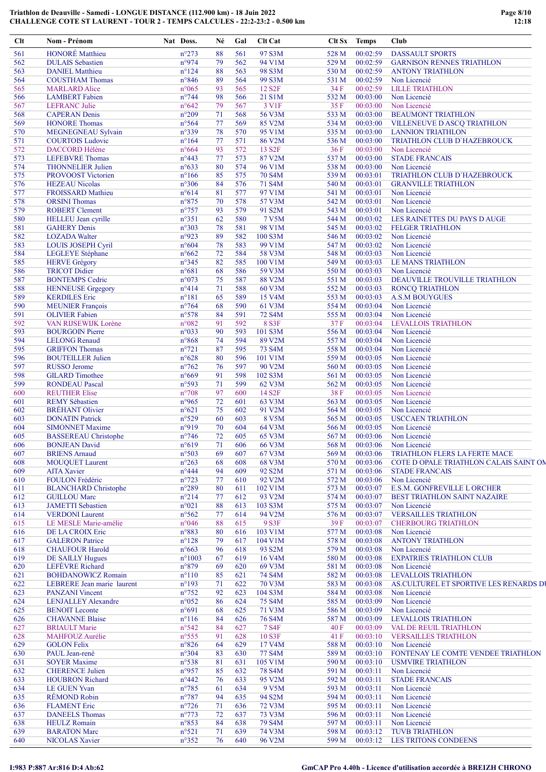# Triathlon de Deauville - Samedi - LONGUE DISTANCE (112.900 km) - 18 Juin 2022
## CHALLENGE COTE ST LAURENT - TOUR 2 - TEMPS CALCULES - 22:2-23:2 - 0.500 km

| Clt | Nom - Prénom | Nat | Doss. | Né | Gal | Clt Cat | Clt Sx | Temps | Club |
|---|---|---|---|---|---|---|---|---|---|
| 561 | HONORÉ Matthieu | | n°273 | 88 | 561 | 97 S3M | 528 M | 00:02:59 | DASSAULT SPORTS |
| 562 | DULAIS Sebastien | | n°974 | 79 | 562 | 94 V1M | 529 M | 00:02:59 | GARNISON RENNES TRIATHLON |
| 563 | DANIEL Matthieu | | n°124 | 88 | 563 | 98 S3M | 530 M | 00:02:59 | ANTONY TRIATHLON |
| 564 | COUSTHAM Thomas | | n°846 | 89 | 564 | 99 S3M | 531 M | 00:02:59 | Non Licencié |
| 565 | MARLARD Alice | | n°065 | 93 | 565 | 12 S2F | 34 F | 00:02:59 | LILLE TRIATHLON |
| 566 | LAMBERT Fabien | | n°744 | 98 | 566 | 21 S1M | 532 M | 00:03:00 | Non Licencié |
| 567 | LEFRANC Julie | | n°642 | 79 | 567 | 3 V1F | 35 F | 00:03:00 | Non Licencié |
| 568 | CAPERAN Denis | | n°209 | 71 | 568 | 56 V3M | 533 M | 00:03:00 | BEAUMONT TRIATHLON |
| 569 | HONORE Thomas | | n°564 | 77 | 569 | 85 V2M | 534 M | 00:03:00 | VILLENEUVE D ASCQ TRIATHLON |
| 570 | MEGNEGNEAU Sylvain | | n°339 | 78 | 570 | 95 V1M | 535 M | 00:03:00 | LANNION TRIATHLON |
| 571 | COURTOIS Ludovic | | n°164 | 77 | 571 | 86 V2M | 536 M | 00:03:00 | TRIATHLON CLUB D`HAZEBROUCK |
| 572 | DACCORD Hélène | | n°664 | 93 | 572 | 13 S2F | 36 F | 00:03:00 | Non Licencié |
| 573 | LEFEBVRE Thomas | | n°443 | 77 | 573 | 87 V2M | 537 M | 00:03:00 | STADE FRANCAIS |
| 574 | THONNELIER Julien | | n°633 | 80 | 574 | 96 V1M | 538 M | 00:03:00 | Non Licencié |
| 575 | PROVOOST Victorien | | n°166 | 85 | 575 | 70 S4M | 539 M | 00:03:01 | TRIATHLON CLUB D`HAZEBROUCK |
| 576 | HEZEAU Nicolas | | n°306 | 84 | 576 | 71 S4M | 540 M | 00:03:01 | GRANVILLE TRIATHLON |
| 577 | FROISSARD Mathieu | | n°614 | 81 | 577 | 97 V1M | 541 M | 00:03:01 | Non Licencié |
| 578 | ORSINI Thomas | | n°875 | 70 | 578 | 57 V3M | 542 M | 00:03:01 | Non Licencié |
| 579 | ROBERT Clement | | n°757 | 93 | 579 | 91 S2M | 543 M | 00:03:01 | Non Licencié |
| 580 | HELLEU Jean cyrille | | n°351 | 62 | 580 | 7 V5M | 544 M | 00:03:02 | LES RAINETTES DU PAYS D AUGE |
| 581 | GAHERY Denis | | n°303 | 78 | 581 | 98 V1M | 545 M | 00:03:02 | FELGER TRIATHLON |
| 582 | LOZADA Walter | | n°923 | 89 | 582 | 100 S3M | 546 M | 00:03:02 | Non Licencié |
| 583 | LOUIS JOSEPH Cyril | | n°604 | 78 | 583 | 99 V1M | 547 M | 00:03:02 | Non Licencié |
| 584 | LEGLEYE Stéphane | | n°662 | 72 | 584 | 58 V3M | 548 M | 00:03:03 | Non Licencié |
| 585 | HERVE Grégory | | n°345 | 82 | 585 | 100 V1M | 549 M | 00:03:03 | LE MANS TRIATHLON |
| 586 | TRICOT Didier | | n°681 | 68 | 586 | 59 V3M | 550 M | 00:03:03 | Non Licencié |
| 587 | BONTEMPS Cedric | | n°073 | 75 | 587 | 88 V2M | 551 M | 00:03:03 | DEAUVILLE TROUVILLE TRIATHLON |
| 588 | HENNEUSE Grgegory | | n°414 | 71 | 588 | 60 V3M | 552 M | 00:03:03 | RONCQ TRIATHLON |
| 589 | KERDILES Eric | | n°181 | 65 | 589 | 15 V4M | 553 M | 00:03:03 | A.S.M BOUYGUES |
| 590 | MEUNIER François | | n°764 | 68 | 590 | 61 V3M | 554 M | 00:03:04 | Non Licencié |
| 591 | OLIVIER Fabien | | n°578 | 84 | 591 | 72 S4M | 555 M | 00:03:04 | Non Licencié |
| 592 | VAN RIJSEWIJK Lorène | | n°082 | 91 | 592 | 8 S3F | 37 F | 00:03:04 | LEVALLOIS TRIATHLON |
| 593 | BOURGOIN Pierre | | n°033 | 90 | 593 | 101 S3M | 556 M | 00:03:04 | Non Licencié |
| 594 | LELONG Renaud | | n°868 | 74 | 594 | 89 V2M | 557 M | 00:03:04 | Non Licencié |
| 595 | GRIFFON Thomas | | n°721 | 87 | 595 | 73 S4M | 558 M | 00:03:04 | Non Licencié |
| 596 | BOUTEILLER Julien | | n°628 | 80 | 596 | 101 V1M | 559 M | 00:03:05 | Non Licencié |
| 597 | RUSSO Jerome | | n°762 | 76 | 597 | 90 V2M | 560 M | 00:03:05 | Non Licencié |
| 598 | GILARD Timothee | | n°669 | 91 | 598 | 102 S3M | 561 M | 00:03:05 | Non Licencié |
| 599 | RONDEAU Pascal | | n°593 | 71 | 599 | 62 V3M | 562 M | 00:03:05 | Non Licencié |
| 600 | REUTHER Elise | | n°708 | 97 | 600 | 14 S2F | 38 F | 00:03:05 | Non Licencié |
| 601 | REMY Sébastien | | n°965 | 72 | 601 | 63 V3M | 563 M | 00:03:05 | Non Licencié |
| 602 | BRÉHANT Olivier | | n°621 | 75 | 602 | 91 V2M | 564 M | 00:03:05 | Non Licencié |
| 603 | DONATIN Patrick | | n°529 | 60 | 603 | 8 V5M | 565 M | 00:03:05 | USCCAEN TRIATHLON |
| 604 | SIMONNET Maxime | | n°919 | 70 | 604 | 64 V3M | 566 M | 00:03:05 | Non Licencié |
| 605 | BASSEREAU Christophe | | n°746 | 72 | 605 | 65 V3M | 567 M | 00:03:06 | Non Licencié |
| 606 | BONJEAN David | | n°619 | 71 | 606 | 66 V3M | 568 M | 00:03:06 | Non Licencié |
| 607 | BRIENS Arnaud | | n°503 | 69 | 607 | 67 V3M | 569 M | 00:03:06 | TRIATHLON FLERS LA FERTE MACE |
| 608 | MOUQUET Laurent | | n°263 | 68 | 608 | 68 V3M | 570 M | 00:03:06 | COTE D OPALE TRIATHLON CALAIS SAINT OM |
| 609 | AITA Xavier | | n°444 | 94 | 609 | 92 S2M | 571 M | 00:03:06 | STADE FRANCAIS |
| 610 | FOULON Frédéric | | n°723 | 77 | 610 | 92 V2M | 572 M | 00:03:06 | Non Licencié |
| 611 | BLANCHARD Christophe | | n°289 | 80 | 611 | 102 V1M | 573 M | 00:03:07 | E.S.M. GONFREVILLE L ORCHER |
| 612 | GUILLOU Marc | | n°214 | 77 | 612 | 93 V2M | 574 M | 00:03:07 | BEST TRIATHLON SAINT NAZAIRE |
| 613 | JAMETTI Sebastien | | n°021 | 88 | 613 | 103 S3M | 575 M | 00:03:07 | Non Licencié |
| 614 | VERDONI Laurent | | n°562 | 77 | 614 | 94 V2M | 576 M | 00:03:07 | VERSAILLES TRIATHLON |
| 615 | LE MESLE Marie-amélie | | n°046 | 88 | 615 | 9 S3F | 39 F | 00:03:07 | CHERBOURG TRIATHLON |
| 616 | DE LA CROIX Eric | | n°883 | 80 | 616 | 103 V1M | 577 M | 00:03:08 | Non Licencié |
| 617 | GALERON Patrice | | n°128 | 79 | 617 | 104 V1M | 578 M | 00:03:08 | ANTONY TRIATHLON |
| 618 | CHAUFOUR Harold | | n°663 | 96 | 618 | 93 S2M | 579 M | 00:03:08 | Non Licencié |
| 619 | DE SAILLY Hugues | | n°1003 | 67 | 619 | 16 V4M | 580 M | 00:03:08 | EXPATRIES TRIATHLON CLUB |
| 620 | LEFÈVRE Richard | | n°879 | 69 | 620 | 69 V3M | 581 M | 00:03:08 | Non Licencié |
| 621 | BOHDANOWICZ Romain | | n°110 | 85 | 621 | 74 S4M | 582 M | 00:03:08 | LEVALLOIS TRIATHLON |
| 622 | LEBRERE Jean marie laurent | | n°193 | 71 | 622 | 70 V3M | 583 M | 00:03:08 | AS.CULTUREL ET SPORTIVE LES RENARDS DU |
| 623 | PANZANI Vincent | | n°752 | 92 | 623 | 104 S3M | 584 M | 00:03:08 | Non Licencié |
| 624 | LENJALLEY Alexandre | | n°052 | 86 | 624 | 75 S4M | 585 M | 00:03:09 | Non Licencié |
| 625 | BENOIT Leconte | | n°691 | 68 | 625 | 71 V3M | 586 M | 00:03:09 | Non Licencié |
| 626 | CHAVANNE Blaise | | n°116 | 84 | 626 | 76 S4M | 587 M | 00:03:09 | LEVALLOIS TRIATHLON |
| 627 | BRIAULT Marie | | n°542 | 84 | 627 | 7 S4F | 40 F | 00:03:09 | VAL DE REUIL TRIATHLON |
| 628 | MAHFOUZ Aurélie | | n°555 | 91 | 628 | 10 S3F | 41 F | 00:03:10 | VERSAILLES TRIATHLON |
| 629 | GOLON Felix | | n°826 | 64 | 629 | 17 V4M | 588 M | 00:03:10 | Non Licencié |
| 630 | PAUL Jean-rené | | n°304 | 83 | 630 | 77 S4M | 589 M | 00:03:10 | FONTENAY LE COMTE VENDEE TRIATHLON |
| 631 | SOYER Maxime | | n°538 | 81 | 631 | 105 V1M | 590 M | 00:03:10 | USMVIRE TRIATHLON |
| 632 | CHERENCE Julien | | n°957 | 85 | 632 | 78 S4M | 591 M | 00:03:11 | Non Licencié |
| 633 | HOUBRON Richard | | n°442 | 76 | 633 | 95 V2M | 592 M | 00:03:11 | STADE FRANCAIS |
| 634 | LE GUEN Yvan | | n°785 | 61 | 634 | 9 V5M | 593 M | 00:03:11 | Non Licencié |
| 635 | RÉMOND Robin | | n°787 | 94 | 635 | 94 S2M | 594 M | 00:03:11 | Non Licencié |
| 636 | FLAMENT Eric | | n°726 | 71 | 636 | 72 V3M | 595 M | 00:03:11 | Non Licencié |
| 637 | DANEELS Thomas | | n°773 | 72 | 637 | 73 V3M | 596 M | 00:03:11 | Non Licencié |
| 638 | HEULZ Romain | | n°853 | 84 | 638 | 79 S4M | 597 M | 00:03:11 | Non Licencié |
| 639 | BARATON Marc | | n°521 | 71 | 639 | 74 V3M | 598 M | 00:03:12 | TUVB TRIATHLON |
| 640 | NICOLAS Xavier | | n°352 | 76 | 640 | 96 V2M | 599 M | 00:03:12 | LES TRITONS CONDEENS |

I:983 P:887 Ar:816 D:4 Ab:62

GmCAP Pro 4.40h - Licence d'utilisation accordée à BREIZH CHRONO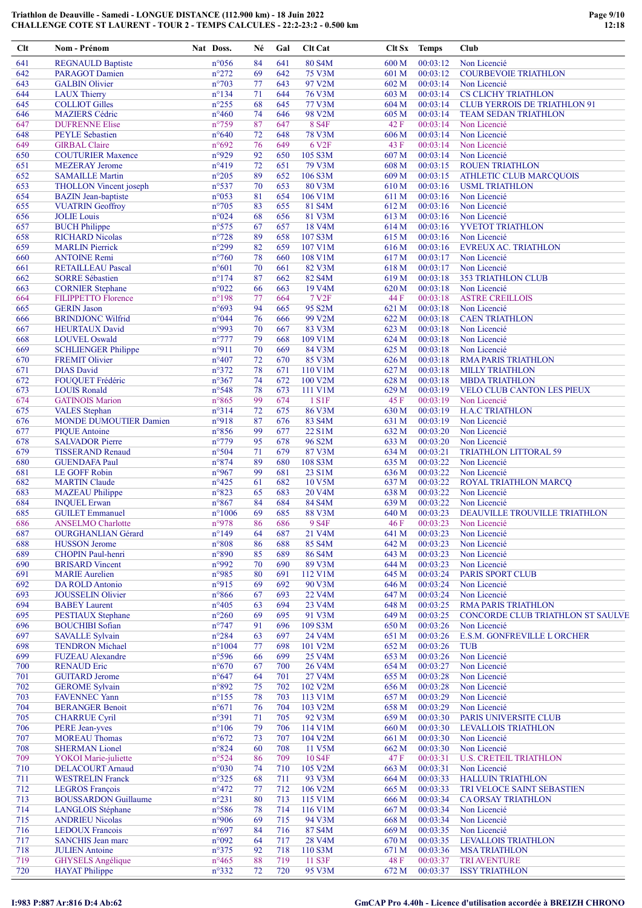**Triathlon de Deauville - Samedi - LONGUE DISTANCE (112.900 km) - 18 Juin 2022**
**CHALLENGE COTE ST LAURENT - TOUR 2 - TEMPS CALCULES - 22:2-23:2 - 0.500 km**

| Clt | Nom - Prénom | Nat | Doss. | Né | Gal | Clt Cat | Clt Sx | Temps | Club |
|---|---|---|---|---|---|---|---|---|---|
| 641 | REGNAULD Baptiste | | n°056 | 84 | 641 | 80 S4M | 600 M | 00:03:12 | Non Licencié |
| 642 | PARAGOT Damien | | n°272 | 69 | 642 | 75 V3M | 601 M | 00:03:12 | COURBEVOIE TRIATHLON |
| 643 | GALBIN Olivier | | n°703 | 77 | 643 | 97 V2M | 602 M | 00:03:14 | Non Licencié |
| 644 | LAUX Thierry | | n°134 | 71 | 644 | 76 V3M | 603 M | 00:03:14 | CS CLICHY TRIATHLON |
| 645 | COLLIOT Gilles | | n°255 | 68 | 645 | 77 V3M | 604 M | 00:03:14 | CLUB YERROIS DE TRIATHLON 91 |
| 646 | MAZIERS Cédric | | n°460 | 74 | 646 | 98 V2M | 605 M | 00:03:14 | TEAM SEDAN TRIATHLON |
| 647 | DUFRENNE Elise | | n°759 | 87 | 647 | 8 S4F | 42 F | 00:03:14 | Non Licencié |
| 648 | PEYLE Sebastien | | n°640 | 72 | 648 | 78 V3M | 606 M | 00:03:14 | Non Licencié |
| 649 | GIRBAL Claire | | n°692 | 76 | 649 | 6 V2F | 43 F | 00:03:14 | Non Licencié |
| 650 | COUTURIER Maxence | | n°929 | 92 | 650 | 105 S3M | 607 M | 00:03:14 | Non Licencié |
| 651 | MEZERAY Jerome | | n°419 | 72 | 651 | 79 V3M | 608 M | 00:03:15 | ROUEN TRIATHLON |
| 652 | SAMAILLE Martin | | n°205 | 89 | 652 | 106 S3M | 609 M | 00:03:15 | ATHLETIC CLUB MARCQUOIS |
| 653 | THOLLON Vincent joseph | | n°537 | 70 | 653 | 80 V3M | 610 M | 00:03:16 | USML TRIATHLON |
| 654 | BAZIN Jean-baptiste | | n°053 | 81 | 654 | 106 V1M | 611 M | 00:03:16 | Non Licencié |
| 655 | VUATRIN Geoffroy | | n°705 | 83 | 655 | 81 S4M | 612 M | 00:03:16 | Non Licencié |
| 656 | JOLIE Louis | | n°024 | 68 | 656 | 81 V3M | 613 M | 00:03:16 | Non Licencié |
| 657 | BUCH Philippe | | n°575 | 67 | 657 | 18 V4M | 614 M | 00:03:16 | YVETOT TRIATHLON |
| 658 | RICHARD Nicolas | | n°728 | 89 | 658 | 107 S3M | 615 M | 00:03:16 | Non Licencié |
| 659 | MARLIN Pierrick | | n°299 | 82 | 659 | 107 V1M | 616 M | 00:03:16 | EVREUX AC. TRIATHLON |
| 660 | ANTOINE Remi | | n°760 | 78 | 660 | 108 V1M | 617 M | 00:03:17 | Non Licencié |
| 661 | RETAILLEAU Pascal | | n°601 | 70 | 661 | 82 V3M | 618 M | 00:03:17 | Non Licencié |
| 662 | SORRE Sébastien | | n°174 | 87 | 662 | 82 S4M | 619 M | 00:03:18 | 353 TRIATHLON CLUB |
| 663 | CORNIER Stephane | | n°022 | 66 | 663 | 19 V4M | 620 M | 00:03:18 | Non Licencié |
| 664 | FILIPPETTO Florence | | n°198 | 77 | 664 | 7 V2F | 44 F | 00:03:18 | ASTRE CREILLOIS |
| 665 | GERIN Jason | | n°693 | 94 | 665 | 95 S2M | 621 M | 00:03:18 | Non Licencié |
| 666 | BRINDJONC Wilfrid | | n°044 | 76 | 666 | 99 V2M | 622 M | 00:03:18 | CAEN TRIATHLON |
| 667 | HEURTAUX David | | n°993 | 70 | 667 | 83 V3M | 623 M | 00:03:18 | Non Licencié |
| 668 | LOUVEL Oswald | | n°777 | 79 | 668 | 109 V1M | 624 M | 00:03:18 | Non Licencié |
| 669 | SCHLIENGER Philippe | | n°911 | 70 | 669 | 84 V3M | 625 M | 00:03:18 | Non Licencié |
| 670 | FREMIT Olivier | | n°407 | 72 | 670 | 85 V3M | 626 M | 00:03:18 | RMA PARIS TRIATHLON |
| 671 | DIAS David | | n°372 | 78 | 671 | 110 V1M | 627 M | 00:03:18 | MILLY TRIATHLON |
| 672 | FOUQUET Frédéric | | n°367 | 74 | 672 | 100 V2M | 628 M | 00:03:18 | MBDA TRIATHLON |
| 673 | LOUIS Ronald | | n°548 | 78 | 673 | 111 V1M | 629 M | 00:03:19 | VELO CLUB CANTON LES PIEUX |
| 674 | GATINOIS Marion | | n°865 | 99 | 674 | 1 S1F | 45 F | 00:03:19 | Non Licencié |
| 675 | VALES Stephan | | n°314 | 72 | 675 | 86 V3M | 630 M | 00:03:19 | H.A.C TRIATHLON |
| 676 | MONDE DUMOUTIER Damien | | n°918 | 87 | 676 | 83 S4M | 631 M | 00:03:19 | Non Licencié |
| 677 | PIQUE Antoine | | n°856 | 99 | 677 | 22 S1M | 632 M | 00:03:20 | Non Licencié |
| 678 | SALVADOR Pierre | | n°779 | 95 | 678 | 96 S2M | 633 M | 00:03:20 | Non Licencié |
| 679 | TISSERAND Renaud | | n°504 | 71 | 679 | 87 V3M | 634 M | 00:03:21 | TRIATHLON LITTORAL 59 |
| 680 | GUENDAFA Paul | | n°874 | 89 | 680 | 108 S3M | 635 M | 00:03:22 | Non Licencié |
| 681 | LE GOFF Robin | | n°967 | 99 | 681 | 23 S1M | 636 M | 00:03:22 | Non Licencié |
| 682 | MARTIN Claude | | n°425 | 61 | 682 | 10 V5M | 637 M | 00:03:22 | ROYAL TRIATHLON MARCQ |
| 683 | MAZEAU Philippe | | n°823 | 65 | 683 | 20 V4M | 638 M | 00:03:22 | Non Licencié |
| 684 | INQUEL Erwan | | n°867 | 84 | 684 | 84 S4M | 639 M | 00:03:22 | Non Licencié |
| 685 | GUILET Emmanuel | | n°1006 | 69 | 685 | 88 V3M | 640 M | 00:03:23 | DEAUVILLE TROUVILLE TRIATHLON |
| 686 | ANSELMO Charlotte | | n°978 | 86 | 686 | 9 S4F | 46 F | 00:03:23 | Non Licencié |
| 687 | OURGHANLIAN Gérard | | n°149 | 64 | 687 | 21 V4M | 641 M | 00:03:23 | Non Licencié |
| 688 | HUSSON Jerome | | n°808 | 86 | 688 | 85 S4M | 642 M | 00:03:23 | Non Licencié |
| 689 | CHOPIN Paul-henri | | n°890 | 85 | 689 | 86 S4M | 643 M | 00:03:23 | Non Licencié |
| 690 | BRISARD Vincent | | n°992 | 70 | 690 | 89 V3M | 644 M | 00:03:23 | Non Licencié |
| 691 | MARIE Aurelien | | n°985 | 80 | 691 | 112 V1M | 645 M | 00:03:24 | PARIS SPORT CLUB |
| 692 | DA ROLD Antonio | | n°915 | 69 | 692 | 90 V3M | 646 M | 00:03:24 | Non Licencié |
| 693 | JOUSSELIN Olivier | | n°866 | 67 | 693 | 22 V4M | 647 M | 00:03:24 | Non Licencié |
| 694 | BABEY Laurent | | n°405 | 63 | 694 | 23 V4M | 648 M | 00:03:25 | RMA PARIS TRIATHLON |
| 695 | PESTIAUX Stephane | | n°260 | 69 | 695 | 91 V3M | 649 M | 00:03:25 | CONCORDE CLUB TRIATHLON ST SAULVE |
| 696 | BOUCHIBI Sofian | | n°747 | 91 | 696 | 109 S3M | 650 M | 00:03:26 | Non Licencié |
| 697 | SAVALLE Sylvain | | n°284 | 63 | 697 | 24 V4M | 651 M | 00:03:26 | E.S.M. GONFREVILLE L ORCHER |
| 698 | TENDRON Michael | | n°1004 | 77 | 698 | 101 V2M | 652 M | 00:03:26 | TUB |
| 699 | FUZEAU Alexandre | | n°596 | 66 | 699 | 25 V4M | 653 M | 00:03:26 | Non Licencié |
| 700 | RENAUD Eric | | n°670 | 67 | 700 | 26 V4M | 654 M | 00:03:27 | Non Licencié |
| 701 | GUITARD Jerome | | n°647 | 64 | 701 | 27 V4M | 655 M | 00:03:28 | Non Licencié |
| 702 | GEROME Sylvain | | n°892 | 75 | 702 | 102 V2M | 656 M | 00:03:28 | Non Licencié |
| 703 | FAVENNEC Yann | | n°155 | 78 | 703 | 113 V1M | 657 M | 00:03:29 | Non Licencié |
| 704 | BERANGER Benoit | | n°671 | 76 | 704 | 103 V2M | 658 M | 00:03:29 | Non Licencié |
| 705 | CHARRUE Cyril | | n°391 | 71 | 705 | 92 V3M | 659 M | 00:03:30 | PARIS UNIVERSITE CLUB |
| 706 | PERE Jean-yves | | n°106 | 79 | 706 | 114 V1M | 660 M | 00:03:30 | LEVALLOIS TRIATHLON |
| 707 | MOREAU Thomas | | n°672 | 73 | 707 | 104 V2M | 661 M | 00:03:30 | Non Licencié |
| 708 | SHERMAN Lionel | | n°824 | 60 | 708 | 11 V5M | 662 M | 00:03:30 | Non Licencié |
| 709 | YOKOI Marie-juliette | | n°524 | 86 | 709 | 10 S4F | 47 F | 00:03:31 | U.S. CRETEIL TRIATHLON |
| 710 | DELACOURT Arnaud | | n°030 | 74 | 710 | 105 V2M | 663 M | 00:03:31 | Non Licencié |
| 711 | WESTRELIN Franck | | n°325 | 68 | 711 | 93 V3M | 664 M | 00:03:33 | HALLUIN TRIATHLON |
| 712 | LEGROS François | | n°472 | 77 | 712 | 106 V2M | 665 M | 00:03:33 | TRI VELOCE SAINT SEBASTIEN |
| 713 | BOUSSARDON Guillaume | | n°231 | 80 | 713 | 115 V1M | 666 M | 00:03:34 | CA ORSAY TRIATHLON |
| 714 | LANGLOIS Stéphane | | n°586 | 78 | 714 | 116 V1M | 667 M | 00:03:34 | Non Licencié |
| 715 | ANDRIEU Nicolas | | n°906 | 69 | 715 | 94 V3M | 668 M | 00:03:34 | Non Licencié |
| 716 | LEDOUX Francois | | n°697 | 84 | 716 | 87 S4M | 669 M | 00:03:35 | Non Licencié |
| 717 | SANCHIS Jean marc | | n°092 | 64 | 717 | 28 V4M | 670 M | 00:03:35 | LEVALLOIS TRIATHLON |
| 718 | JULIEN Antoine | | n°375 | 92 | 718 | 110 S3M | 671 M | 00:03:36 | MSA TRIATHLON |
| 719 | GHYSELS Angélique | | n°465 | 88 | 719 | 11 S3F | 48 F | 00:03:37 | TRI AVENTURE |
| 720 | HAYAT Philippe | | n°332 | 72 | 720 | 95 V3M | 672 M | 00:03:37 | ISSY TRIATHLON |

I:983 P:887 Ar:816 D:4 Ab:62

GmCAP Pro 4.40h - Licence d'utilisation accordée à BREIZH CHRONO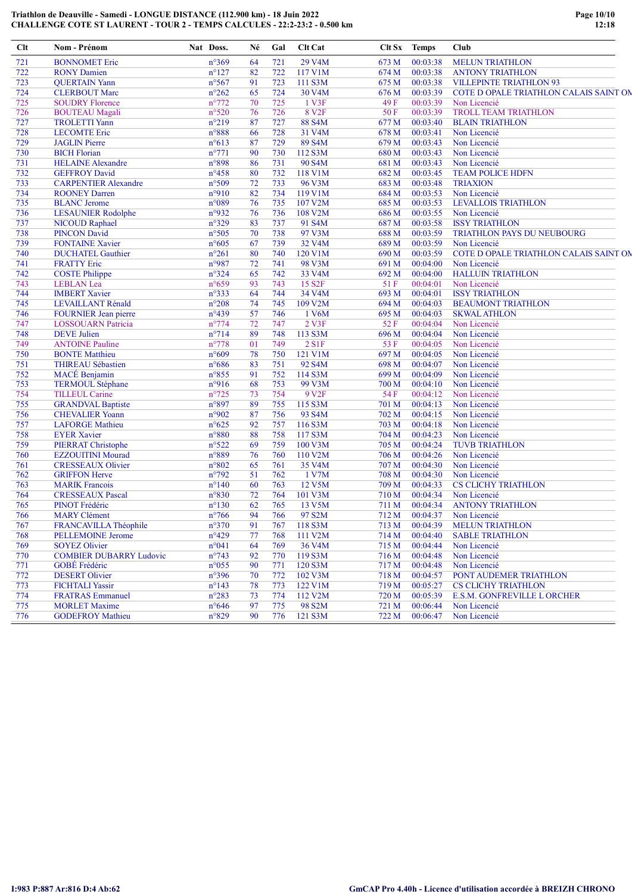Triathlon de Deauville - Samedi - LONGUE DISTANCE (112.900 km) - 18 Juin 2022
CHALLENGE COTE ST LAURENT - TOUR 2 - TEMPS CALCULES - 22:2-23:2 - 0.500 km

| Clt | Nom - Prénom | Nat | Doss. | Né | Gal | Clt Cat | Clt Sx | Temps | Club |
|---|---|---|---|---|---|---|---|---|---|
| 721 | BONNOMET Eric | | n°369 | 64 | 721 | 29 V4M | 673 M | 00:03:38 | MELUN TRIATHLON |
| 722 | RONY Damien | | n°127 | 82 | 722 | 117 V1M | 674 M | 00:03:38 | ANTONY TRIATHLON |
| 723 | QUERTAIN Yann | | n°567 | 91 | 723 | 111 S3M | 675 M | 00:03:38 | VILLEPINTE TRIATHLON 93 |
| 724 | CLERBOUT Marc | | n°262 | 65 | 724 | 30 V4M | 676 M | 00:03:39 | COTE D OPALE TRIATHLON CALAIS SAINT OM |
| 725 | SOUDRY Florence | | n°772 | 70 | 725 | 1 V3F | 49 F | 00:03:39 | Non Licencié |
| 726 | BOUTEAU Magali | | n°520 | 76 | 726 | 8 V2F | 50 F | 00:03:39 | TROLL TEAM TRIATHLON |
| 727 | TROLETTI Yann | | n°219 | 87 | 727 | 88 S4M | 677 M | 00:03:40 | BLAIN TRIATHLON |
| 728 | LECOMTE Eric | | n°888 | 66 | 728 | 31 V4M | 678 M | 00:03:41 | Non Licencié |
| 729 | JAGLIN Pierre | | n°613 | 87 | 729 | 89 S4M | 679 M | 00:03:43 | Non Licencié |
| 730 | BICH Florian | | n°771 | 90 | 730 | 112 S3M | 680 M | 00:03:43 | Non Licencié |
| 731 | HELAINE Alexandre | | n°898 | 86 | 731 | 90 S4M | 681 M | 00:03:43 | Non Licencié |
| 732 | GEFFROY David | | n°458 | 80 | 732 | 118 V1M | 682 M | 00:03:45 | TEAM POLICE HDFN |
| 733 | CARPENTIER Alexandre | | n°509 | 72 | 733 | 96 V3M | 683 M | 00:03:48 | TRIAXION |
| 734 | ROONEY Darren | | n°910 | 82 | 734 | 119 V1M | 684 M | 00:03:53 | Non Licencié |
| 735 | BLANC Jerome | | n°089 | 76 | 735 | 107 V2M | 685 M | 00:03:53 | LEVALLOIS TRIATHLON |
| 736 | LESAUNIER Rodolphe | | n°932 | 76 | 736 | 108 V2M | 686 M | 00:03:55 | Non Licencié |
| 737 | NICOUD Raphael | | n°329 | 83 | 737 | 91 S4M | 687 M | 00:03:58 | ISSY TRIATHLON |
| 738 | PINCON David | | n°505 | 70 | 738 | 97 V3M | 688 M | 00:03:59 | TRIATHLON PAYS DU NEUBOURG |
| 739 | FONTAINE Xavier | | n°605 | 67 | 739 | 32 V4M | 689 M | 00:03:59 | Non Licencié |
| 740 | DUCHATEL Gauthier | | n°261 | 80 | 740 | 120 V1M | 690 M | 00:03:59 | COTE D OPALE TRIATHLON CALAIS SAINT OM |
| 741 | FRATTY Eric | | n°987 | 72 | 741 | 98 V3M | 691 M | 00:04:00 | Non Licencié |
| 742 | COSTE Philippe | | n°324 | 65 | 742 | 33 V4M | 692 M | 00:04:00 | HALLUIN TRIATHLON |
| 743 | LEBLAN Lea | | n°659 | 93 | 743 | 15 S2F | 51 F | 00:04:01 | Non Licencié |
| 744 | IMBERT Xavier | | n°333 | 64 | 744 | 34 V4M | 693 M | 00:04:01 | ISSY TRIATHLON |
| 745 | LEVAILLANT Rénald | | n°208 | 74 | 745 | 109 V2M | 694 M | 00:04:03 | BEAUMONT TRIATHLON |
| 746 | FOURNIER Jean pierre | | n°439 | 57 | 746 | 1 V6M | 695 M | 00:04:03 | SKWAL ATHLON |
| 747 | LOSSOUARN Patricia | | n°774 | 72 | 747 | 2 V3F | 52 F | 00:04:04 | Non Licencié |
| 748 | DEVE Julien | | n°714 | 89 | 748 | 113 S3M | 696 M | 00:04:04 | Non Licencié |
| 749 | ANTOINE Pauline | | n°778 | 01 | 749 | 2 S1F | 53 F | 00:04:05 | Non Licencié |
| 750 | BONTE Matthieu | | n°609 | 78 | 750 | 121 V1M | 697 M | 00:04:05 | Non Licencié |
| 751 | THIREAU Sébastien | | n°686 | 83 | 751 | 92 S4M | 698 M | 00:04:07 | Non Licencié |
| 752 | MACÉ Benjamin | | n°855 | 91 | 752 | 114 S3M | 699 M | 00:04:09 | Non Licencié |
| 753 | TERMOUL Stéphane | | n°916 | 68 | 753 | 99 V3M | 700 M | 00:04:10 | Non Licencié |
| 754 | TILLEUL Carine | | n°725 | 73 | 754 | 9 V2F | 54 F | 00:04:12 | Non Licencié |
| 755 | GRANDVAL Baptiste | | n°897 | 89 | 755 | 115 S3M | 701 M | 00:04:13 | Non Licencié |
| 756 | CHEVALIER Yoann | | n°902 | 87 | 756 | 93 S4M | 702 M | 00:04:15 | Non Licencié |
| 757 | LAFORGE Mathieu | | n°625 | 92 | 757 | 116 S3M | 703 M | 00:04:18 | Non Licencié |
| 758 | EYER Xavier | | n°880 | 88 | 758 | 117 S3M | 704 M | 00:04:23 | Non Licencié |
| 759 | PIERRAT Christophe | | n°522 | 69 | 759 | 100 V3M | 705 M | 00:04:24 | TUVB TRIATHLON |
| 760 | EZZOUITINI Mourad | | n°889 | 76 | 760 | 110 V2M | 706 M | 00:04:26 | Non Licencié |
| 761 | CRESSEAUX Olivier | | n°802 | 65 | 761 | 35 V4M | 707 M | 00:04:30 | Non Licencié |
| 762 | GRIFFON Herve | | n°792 | 51 | 762 | 1 V7M | 708 M | 00:04:30 | Non Licencié |
| 763 | MARIK Francois | | n°140 | 60 | 763 | 12 V5M | 709 M | 00:04:33 | CS CLICHY TRIATHLON |
| 764 | CRESSEAUX Pascal | | n°830 | 72 | 764 | 101 V3M | 710 M | 00:04:34 | Non Licencié |
| 765 | PINOT Frédéric | | n°130 | 62 | 765 | 13 V5M | 711 M | 00:04:34 | ANTONY TRIATHLON |
| 766 | MARY Clément | | n°766 | 94 | 766 | 97 S2M | 712 M | 00:04:37 | Non Licencié |
| 767 | FRANCAVILLA Théophile | | n°370 | 91 | 767 | 118 S3M | 713 M | 00:04:39 | MELUN TRIATHLON |
| 768 | PELLEMOINE Jerome | | n°429 | 77 | 768 | 111 V2M | 714 M | 00:04:40 | SABLE TRIATHLON |
| 769 | SOYEZ Olivier | | n°041 | 64 | 769 | 36 V4M | 715 M | 00:04:44 | Non Licencié |
| 770 | COMBIER DUBARRY Ludovic | | n°743 | 92 | 770 | 119 S3M | 716 M | 00:04:48 | Non Licencié |
| 771 | GOBÉ Frédéric | | n°055 | 90 | 771 | 120 S3M | 717 M | 00:04:48 | Non Licencié |
| 772 | DESERT Olivier | | n°396 | 70 | 772 | 102 V3M | 718 M | 00:04:57 | PONT AUDEMER TRIATHLON |
| 773 | FICHTALI Yassir | | n°143 | 78 | 773 | 122 V1M | 719 M | 00:05:27 | CS CLICHY TRIATHLON |
| 774 | FRATRAS Emmanuel | | n°283 | 73 | 774 | 112 V2M | 720 M | 00:05:39 | E.S.M. GONFREVILLE L ORCHER |
| 775 | MORLET Maxime | | n°646 | 97 | 775 | 98 S2M | 721 M | 00:06:44 | Non Licencié |
| 776 | GODEFROY Mathieu | | n°829 | 90 | 776 | 121 S3M | 722 M | 00:06:47 | Non Licencié |

I:983 P:887 Ar:816 D:4 Ab:62

GmCAP Pro 4.40h - Licence d'utilisation accordée à BREIZH CHRONO